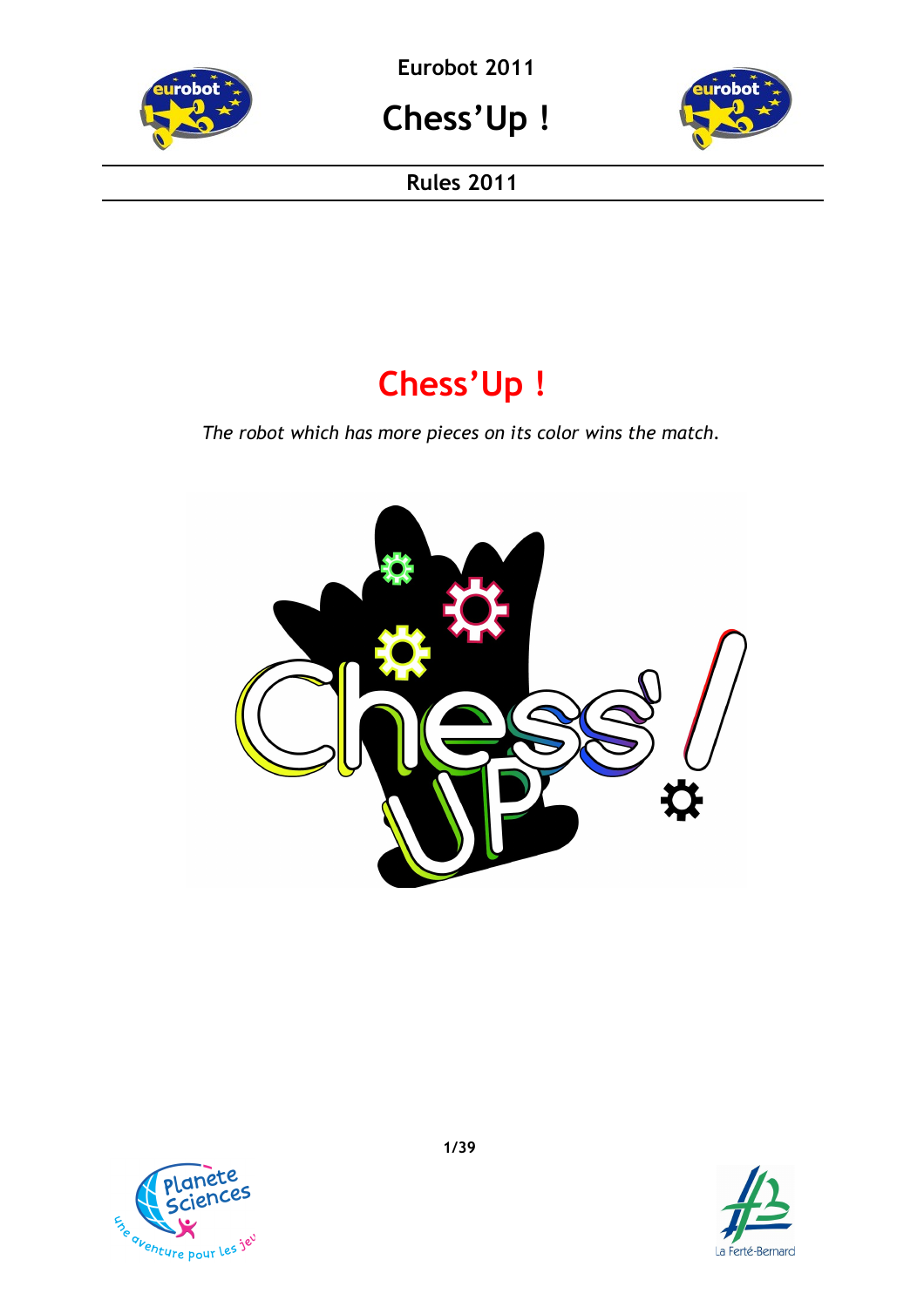**Eurobot 2011**

# Chess'Up !

**Rules 2011**

## Chess'Up !

*The robot which has more pieces on its color wins the match.*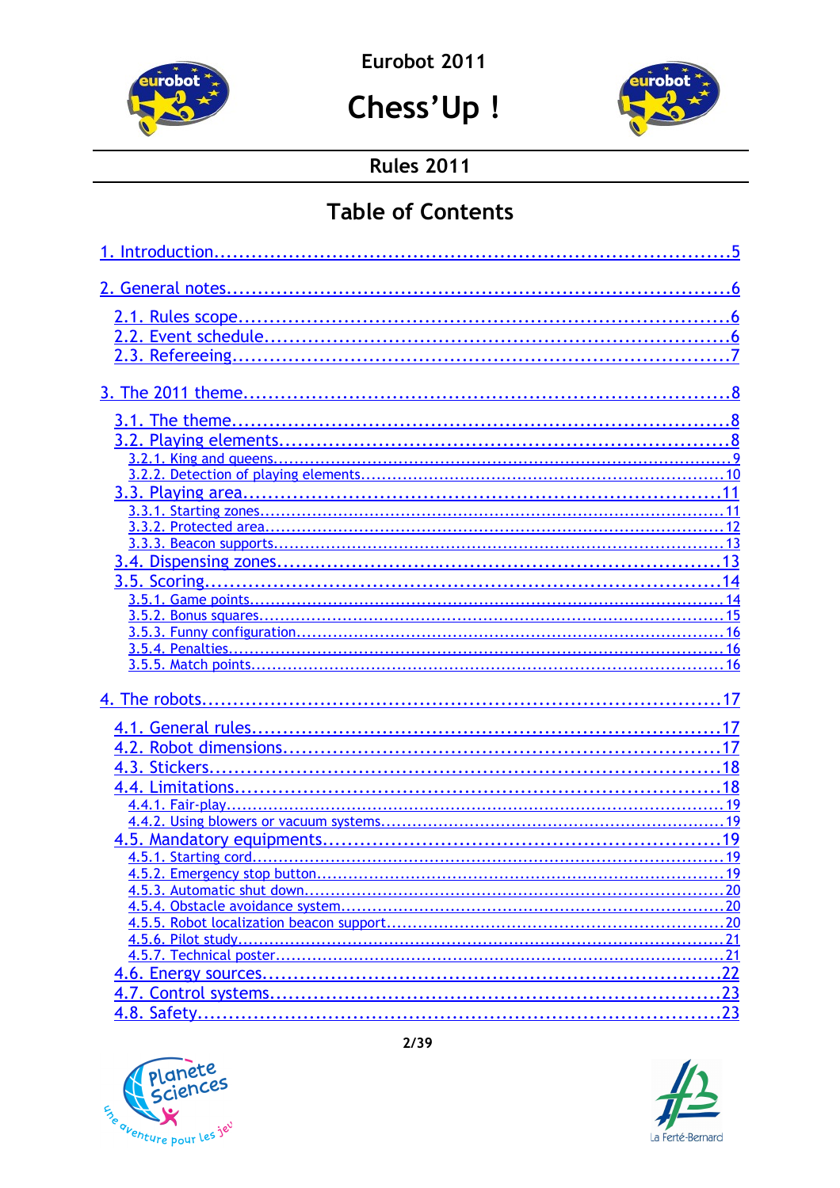Eurobot 2011

# Chess'Up !

## Rules 2011

## Table of Contents

1. Introduction....5

2. General notes....6
   - 2.1. Rules scope....6
   - 2.2. Event schedule....6
   - 2.3. Refereeing....7

3. The 2011 theme....8
   - 3.1. The theme....8
   - 3.2. Playing elements....8
     - 3.2.1. King and queens....9
     - 3.2.2. Detection of playing elements....10
   - 3.3. Playing area....11
     - 3.3.1. Starting zones....11
     - 3.3.2. Protected area....12
     - 3.3.3. Beacon supports....13
   - 3.4. Dispensing zones....13
   - 3.5. Scoring....14
     - 3.5.1. Game points....14
     - 3.5.2. Bonus squares....15
     - 3.5.3. Funny configuration....16
     - 3.5.4. Penalties....16
     - 3.5.5. Match points....16

4. The robots....17
   - 4.1. General rules....17
   - 4.2. Robot dimensions....17
   - 4.3. Stickers....18
   - 4.4. Limitations....18
     - 4.4.1. Fair-play....19
     - 4.4.2. Using blowers or vacuum systems....19
   - 4.5. Mandatory equipments....19
     - 4.5.1. Starting cord....19
     - 4.5.2. Emergency stop button....19
     - 4.5.3. Automatic shut down....20
     - 4.5.4. Obstacle avoidance system....20
     - 4.5.5. Robot localization beacon support....20
     - 4.5.6. Pilot study....21
     - 4.5.7. Technical poster....21
   - 4.6. Energy sources....22
   - 4.7. Control systems....23
   - 4.8. Safety....23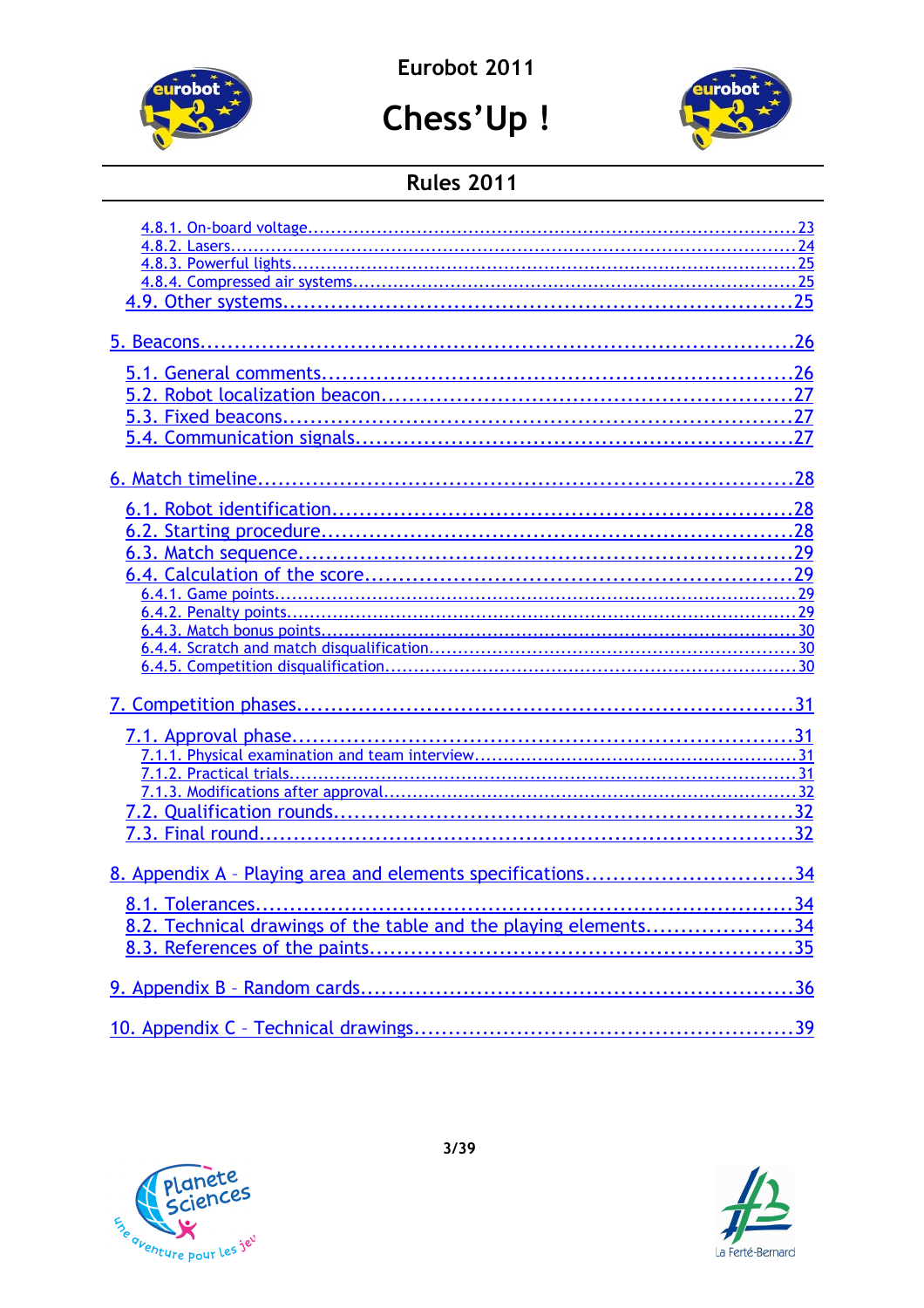4.8.1. On-board voltage.....................................................................................23
4.8.2. Lasers.............................................................................................................24
4.8.3. Powerful lights................................................................................................25
4.8.4. Compressed air systems.................................................................................25
4.9. Other systems.....................................................................................25

5. Beacons.....................................................................................26

5.1. General comments.....................................................................................26
5.2. Robot localization beacon.....................................................................................27
5.3. Fixed beacons.....................................................................................27
5.4. Communication signals.....................................................................................27

6. Match timeline.....................................................................................28

6.1. Robot identification.....................................................................................28
6.2. Starting procedure.....................................................................................28
6.3. Match sequence.....................................................................................29
6.4. Calculation of the score.....................................................................................29
6.4.1. Game points.....................................................................................29
6.4.2. Penalty points.....................................................................................29
6.4.3. Match bonus points.....................................................................................30
6.4.4. Scratch and match disqualification.....................................................................................30
6.4.5. Competition disqualification.....................................................................................30

7. Competition phases.....................................................................................31

7.1. Approval phase.....................................................................................31
7.1.1. Physical examination and team interview.....................................................................................31
7.1.2. Practical trials.....................................................................................31
7.1.3. Modifications after approval.....................................................................................32
7.2. Qualification rounds.....................................................................................32
7.3. Final round.....................................................................................32

8. Appendix A – Playing area and elements specifications.....................................................................................34

8.1. Tolerances.....................................................................................34
8.2. Technical drawings of the table and the playing elements.....................................................................................34
8.3. References of the paints.....................................................................................35

9. Appendix B – Random cards.....................................................................................36

10. Appendix C – Technical drawings.....................................................................................39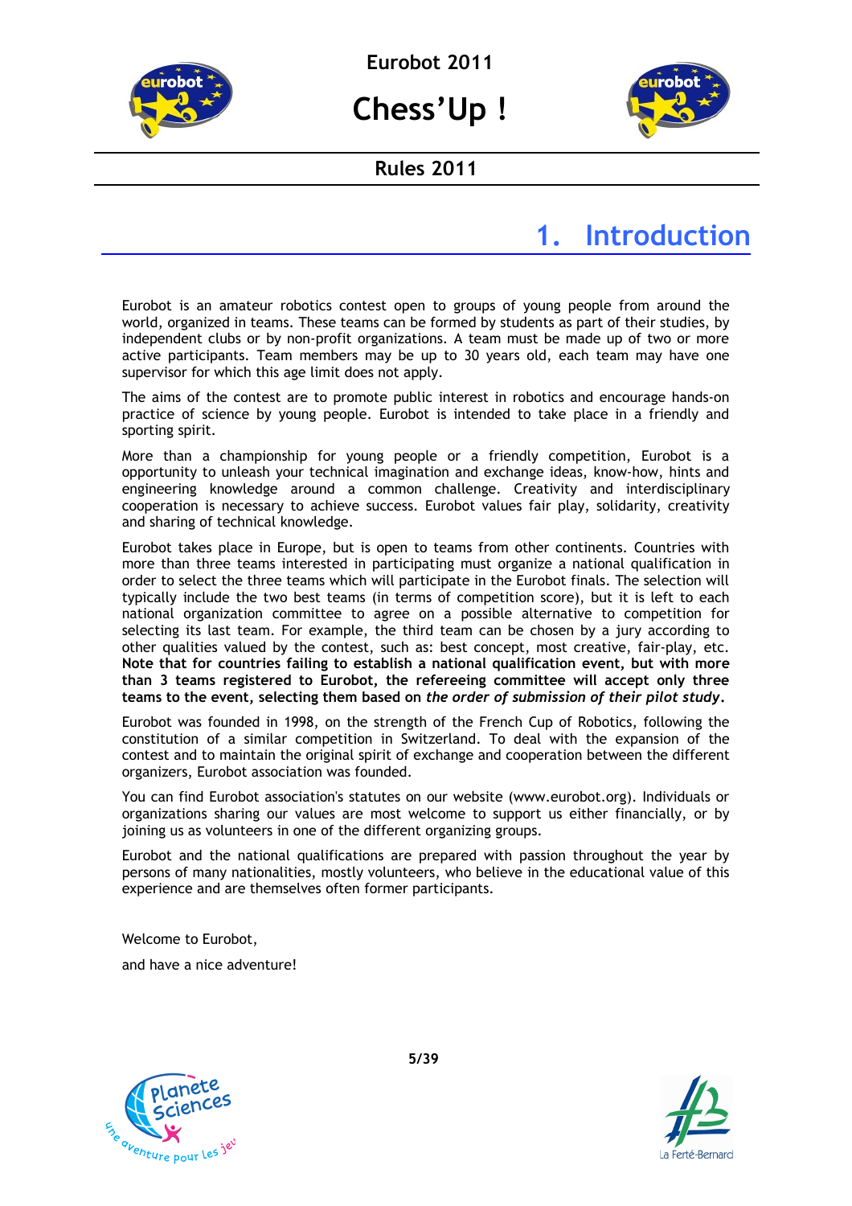# 1. Introduction

Eurobot is an amateur robotics contest open to groups of young people from around the world, organized in teams. These teams can be formed by students as part of their studies, by independent clubs or by non-profit organizations. A team must be made up of two or more active participants. Team members may be up to 30 years old, each team may have one supervisor for which this age limit does not apply.

The aims of the contest are to promote public interest in robotics and encourage hands-on practice of science by young people. Eurobot is intended to take place in a friendly and sporting spirit.

More than a championship for young people or a friendly competition, Eurobot is a opportunity to unleash your technical imagination and exchange ideas, know-how, hints and engineering knowledge around a common challenge. Creativity and interdisciplinary cooperation is necessary to achieve success. Eurobot values fair play, solidarity, creativity and sharing of technical knowledge.

Eurobot takes place in Europe, but is open to teams from other continents. Countries with more than three teams interested in participating must organize a national qualification in order to select the three teams which will participate in the Eurobot finals. The selection will typically include the two best teams (in terms of competition score), but it is left to each national organization committee to agree on a possible alternative to competition for selecting its last team. For example, the third team can be chosen by a jury according to other qualities valued by the contest, such as: best concept, most creative, fair-play, etc. **Note that for countries failing to establish a national qualification event, but with more than 3 teams registered to Eurobot, the refereeing committee will accept only three teams to the event, selecting them based on *the order of submission of their pilot study*.**

Eurobot was founded in 1998, on the strength of the French Cup of Robotics, following the constitution of a similar competition in Switzerland. To deal with the expansion of the contest and to maintain the original spirit of exchange and cooperation between the different organizers, Eurobot association was founded.

You can find Eurobot association's statutes on our website (www.eurobot.org). Individuals or organizations sharing our values are most welcome to support us either financially, or by joining us as volunteers in one of the different organizing groups.

Eurobot and the national qualifications are prepared with passion throughout the year by persons of many nationalities, mostly volunteers, who believe in the educational value of this experience and are themselves often former participants.

Welcome to Eurobot,

and have a nice adventure!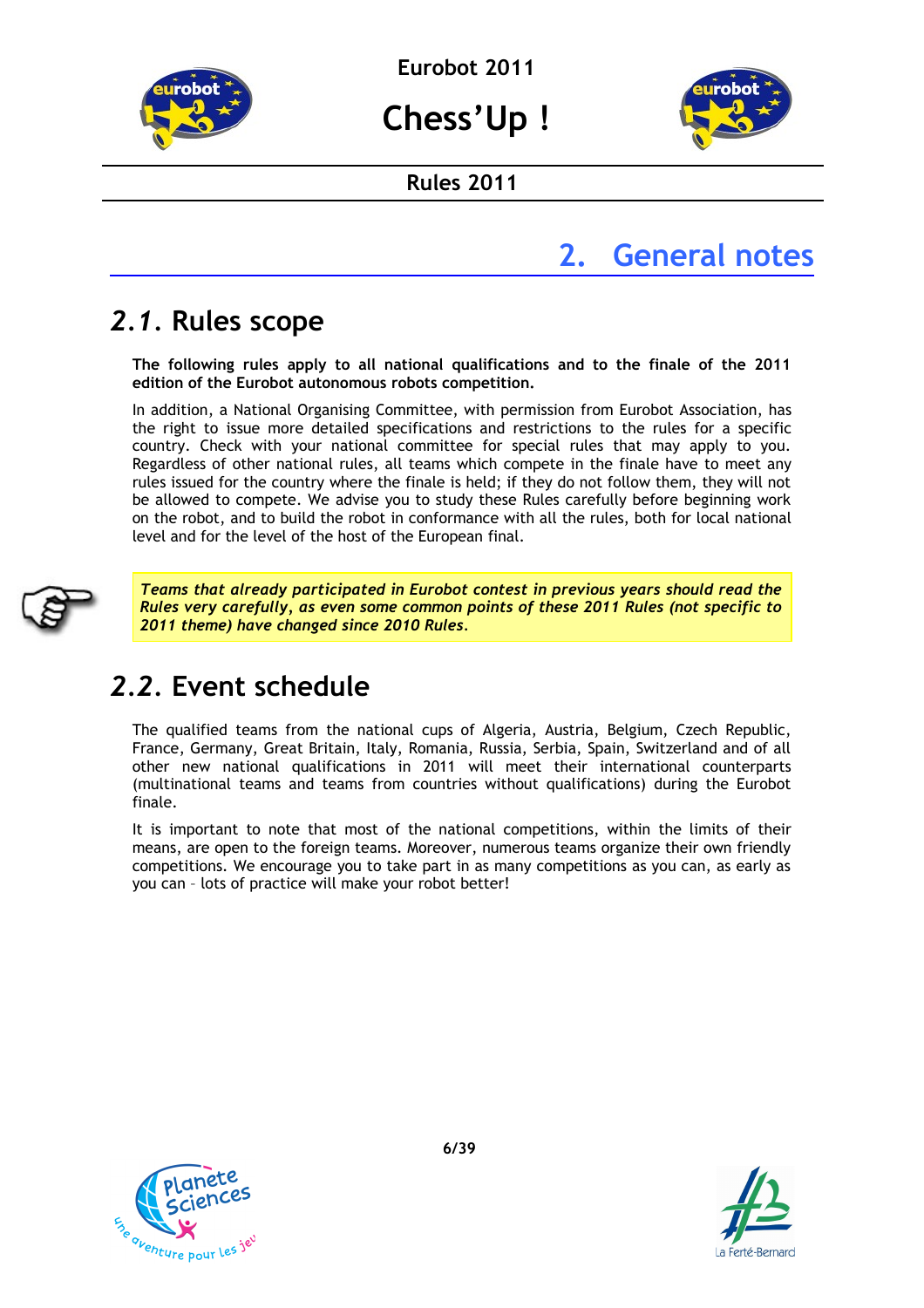# 2. General notes

## *2.1.* Rules scope

**The following rules apply to all national qualifications and to the finale of the 2011 edition of the Eurobot autonomous robots competition.**

In addition, a National Organising Committee, with permission from Eurobot Association, has the right to issue more detailed specifications and restrictions to the rules for a specific country. Check with your national committee for special rules that may apply to you. Regardless of other national rules, all teams which compete in the finale have to meet any rules issued for the country where the finale is held; if they do not follow them, they will not be allowed to compete. We advise you to study these Rules carefully before beginning work on the robot, and to build the robot in conformance with all the rules, both for local national level and for the level of the host of the European final.

***Teams that already participated in Eurobot contest in previous years should read the Rules very carefully, as even some common points of these 2011 Rules (not specific to 2011 theme) have changed since 2010 Rules.***

## *2.2.* Event schedule

The qualified teams from the national cups of Algeria, Austria, Belgium, Czech Republic, France, Germany, Great Britain, Italy, Romania, Russia, Serbia, Spain, Switzerland and of all other new national qualifications in 2011 will meet their international counterparts (multinational teams and teams from countries without qualifications) during the Eurobot finale.

It is important to note that most of the national competitions, within the limits of their means, are open to the foreign teams. Moreover, numerous teams organize their own friendly competitions. We encourage you to take part in as many competitions as you can, as early as you can – lots of practice will make your robot better!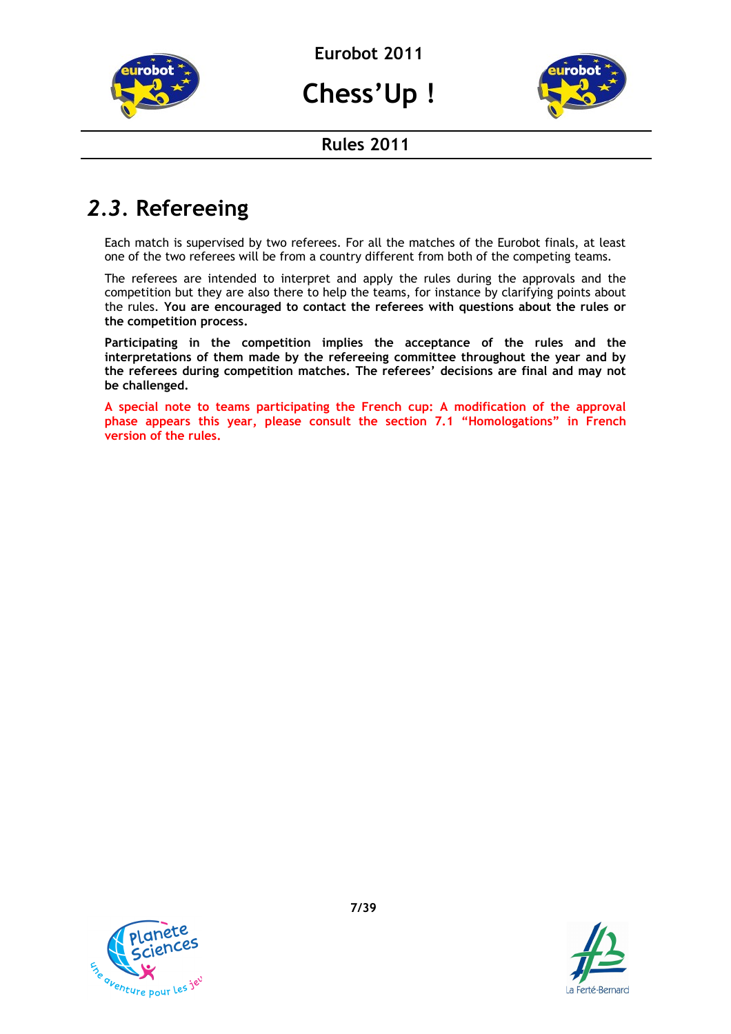## *2.3.* Refereeing

Each match is supervised by two referees. For all the matches of the Eurobot finals, at least one of the two referees will be from a country different from both of the competing teams.

The referees are intended to interpret and apply the rules during the approvals and the competition but they are also there to help the teams, for instance by clarifying points about the rules. **You are encouraged to contact the referees with questions about the rules or the competition process.**

**Participating in the competition implies the acceptance of the rules and the interpretations of them made by the refereeing committee throughout the year and by the referees during competition matches. The referees' decisions are final and may not be challenged.**

**A special note to teams participating the French cup: A modification of the approval phase appears this year, please consult the section 7.1 "Homologations" in French version of the rules.**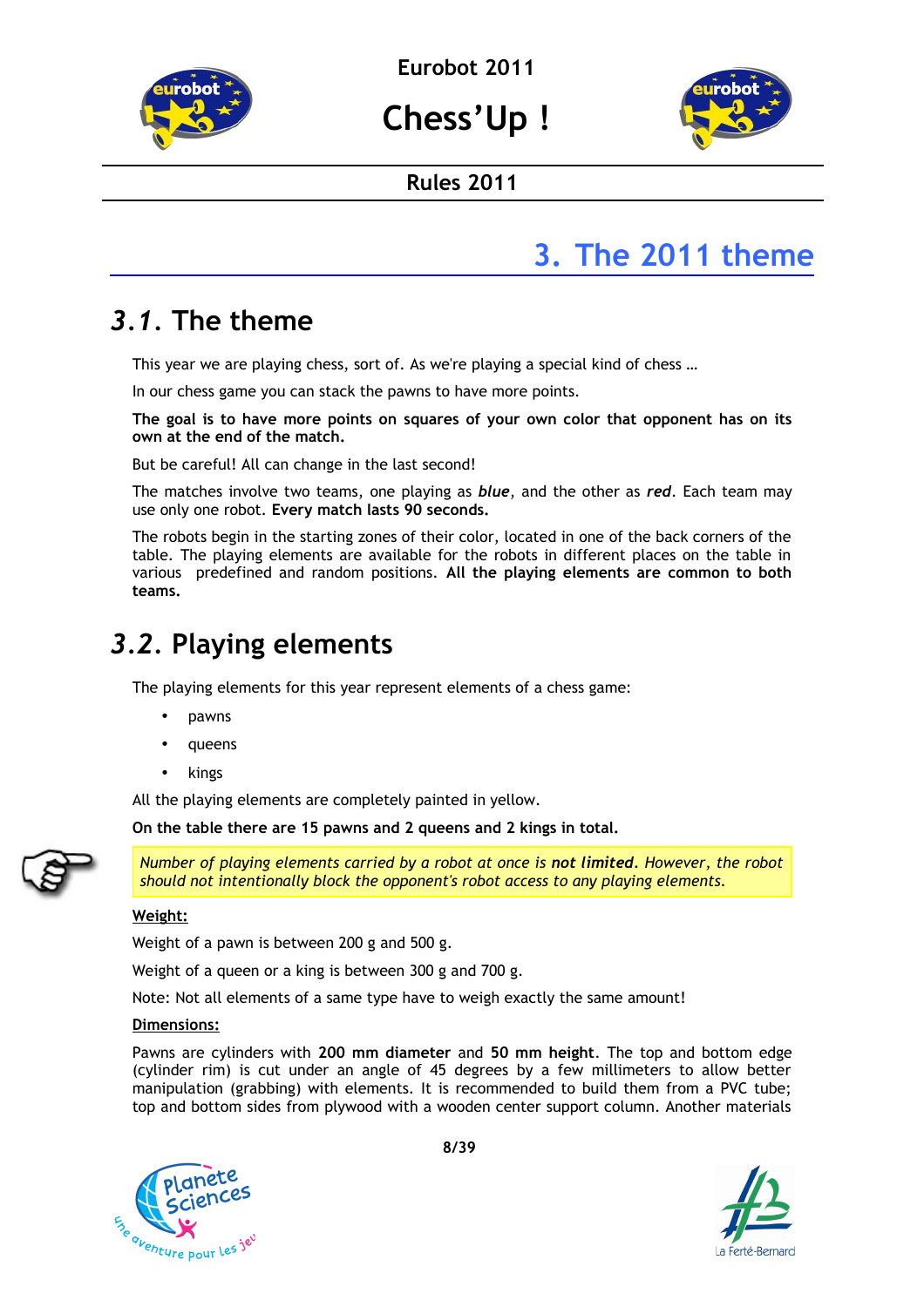# 3. The 2011 theme

## 3.1. The theme

This year we are playing chess, sort of. As we're playing a special kind of chess …

In our chess game you can stack the pawns to have more points.

**The goal is to have more points on squares of your own color that opponent has on its own at the end of the match.**

But be careful! All can change in the last second!

The matches involve two teams, one playing as ***blue***, and the other as ***red***. Each team may use only one robot. **Every match lasts 90 seconds.**

The robots begin in the starting zones of their color, located in one of the back corners of the table. The playing elements are available for the robots in different places on the table in various predefined and random positions. **All the playing elements are common to both teams.**

## 3.2. Playing elements

The playing elements for this year represent elements of a chess game:

- pawns
- queens
- kings

All the playing elements are completely painted in yellow.

**On the table there are 15 pawns and 2 queens and 2 kings in total.**

> *Number of playing elements carried by a robot at once is **not limited**. However, the robot should not intentionally block the opponent's robot access to any playing elements.*

**Weight:**

Weight of a pawn is between 200 g and 500 g.

Weight of a queen or a king is between 300 g and 700 g.

Note: Not all elements of a same type have to weigh exactly the same amount!

**Dimensions:**

Pawns are cylinders with **200 mm diameter** and **50 mm height**. The top and bottom edge (cylinder rim) is cut under an angle of 45 degrees by a few millimeters to allow better manipulation (grabbing) with elements. It is recommended to build them from a PVC tube; top and bottom sides from plywood with a wooden center support column. Another materials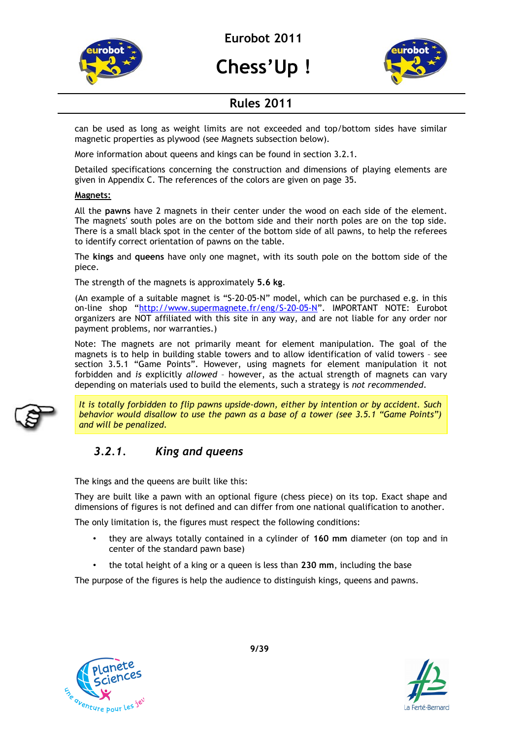can be used as long as weight limits are not exceeded and top/bottom sides have similar magnetic properties as plywood (see Magnets subsection below).

More information about queens and kings can be found in section 3.2.1.

Detailed specifications concerning the construction and dimensions of playing elements are given in Appendix C. The references of the colors are given on page 35.

**Magnets:**

All the **pawns** have 2 magnets in their center under the wood on each side of the element. The magnets' south poles are on the bottom side and their north poles are on the top side. There is a small black spot in the center of the bottom side of all pawns, to help the referees to identify correct orientation of pawns on the table.

The **kings** and **queens** have only one magnet, with its south pole on the bottom side of the piece.

The strength of the magnets is approximately **5.6 kg**.

(An example of a suitable magnet is "S-20-05-N" model, which can be purchased e.g. in this on-line shop "[http://www.supermagnete.fr/eng/S-20-05-N](http://www.supermagnete.fr/eng/S-20-05-N)". IMPORTANT NOTE: Eurobot organizers are NOT affiliated with this site in any way, and are not liable for any order nor payment problems, nor warranties.)

Note: The magnets are not primarily meant for element manipulation. The goal of the magnets is to help in building stable towers and to allow identification of valid towers – see section 3.5.1 "Game Points". However, using magnets for element manipulation it not forbidden and *is* explicitly *allowed* – however, as the actual strength of magnets can vary depending on materials used to build the elements, such a strategy is *not recommended*.

*It is totally forbidden to flip pawns upside-down, either by intention or by accident. Such behavior would disallow to use the pawn as a base of a tower (see 3.5.1 "Game Points") and will be penalized.*

### *3.2.1. King and queens*

The kings and the queens are built like this:

They are built like a pawn with an optional figure (chess piece) on its top. Exact shape and dimensions of figures is not defined and can differ from one national qualification to another.

The only limitation is, the figures must respect the following conditions:

- they are always totally contained in a cylinder of **160 mm** diameter (on top and in center of the standard pawn base)
- the total height of a king or a queen is less than **230 mm**, including the base

The purpose of the figures is help the audience to distinguish kings, queens and pawns.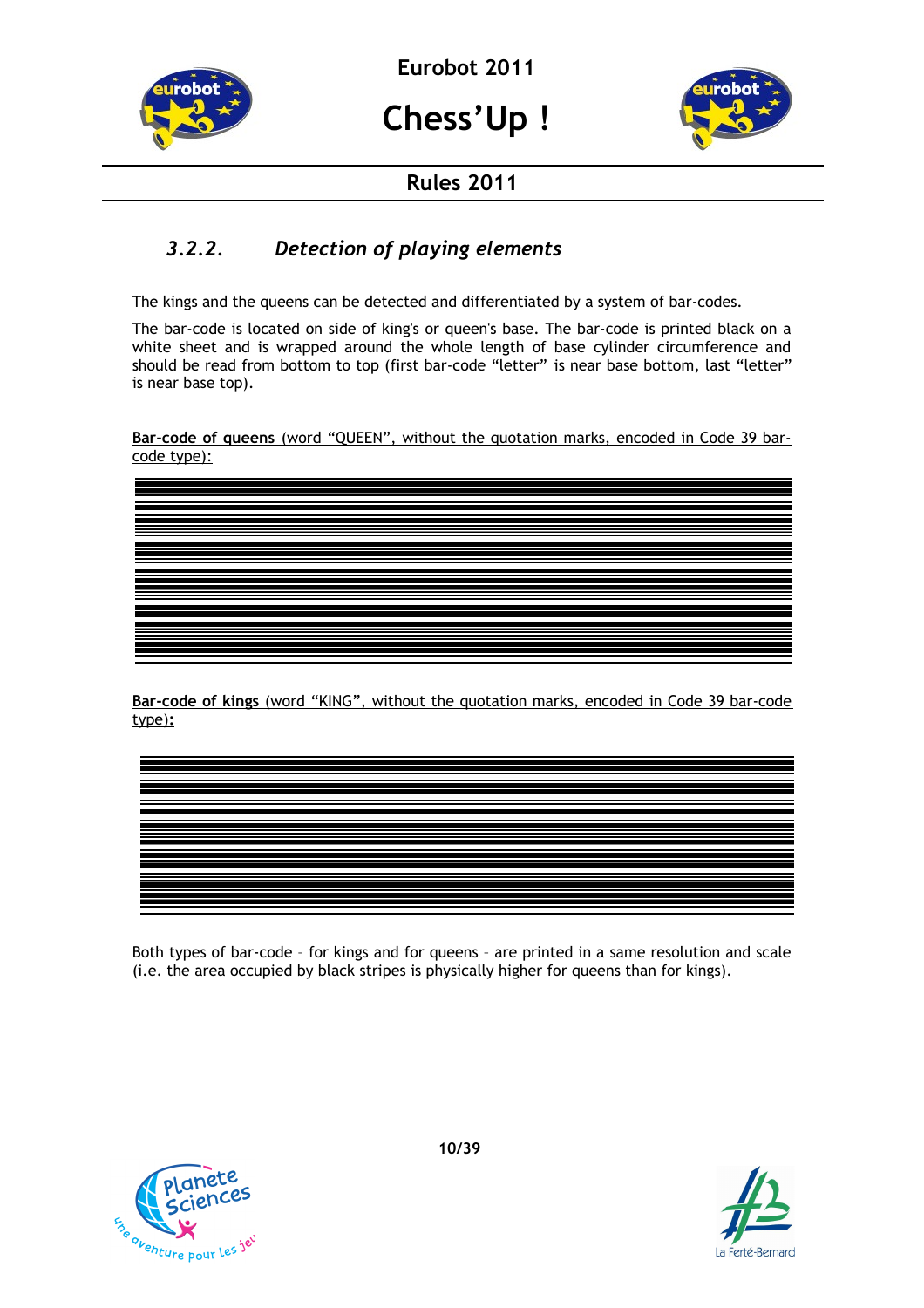### 3.2.2. *Detection of playing elements*

The kings and the queens can be detected and differentiated by a system of bar-codes.

The bar-code is located on side of king's or queen's base. The bar-code is printed black on a white sheet and is wrapped around the whole length of base cylinder circumference and should be read from bottom to top (first bar-code "letter" is near base bottom, last "letter" is near base top).

**Bar-code of queens** (word "QUEEN", without the quotation marks, encoded in Code 39 bar-code type):

**Bar-code of kings** (word "KING", without the quotation marks, encoded in Code 39 bar-code type):

Both types of bar-code – for kings and for queens – are printed in a same resolution and scale (i.e. the area occupied by black stripes is physically higher for queens than for kings).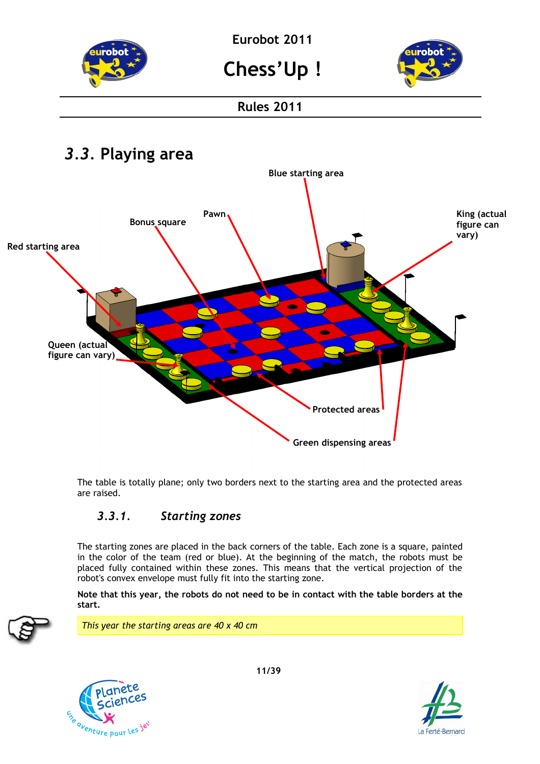## *3.3.* Playing area

Blue starting area

Pawn

Bonus square

King (actual figure can vary)

Red starting area

Queen (actual figure can vary)

Protected areas

Green dispensing areas

The table is totally plane; only two borders next to the starting area and the protected areas are raised.

### *3.3.1. Starting zones*

The starting zones are placed in the back corners of the table. Each zone is a square, painted in the color of the team (red or blue). At the beginning of the match, the robots must be placed fully contained within these zones. This means that the vertical projection of the robot's convex envelope must fully fit into the starting zone.

**Note that this year, the robots do not need to be in contact with the table borders at the start.**

*This year the starting areas are 40 x 40 cm*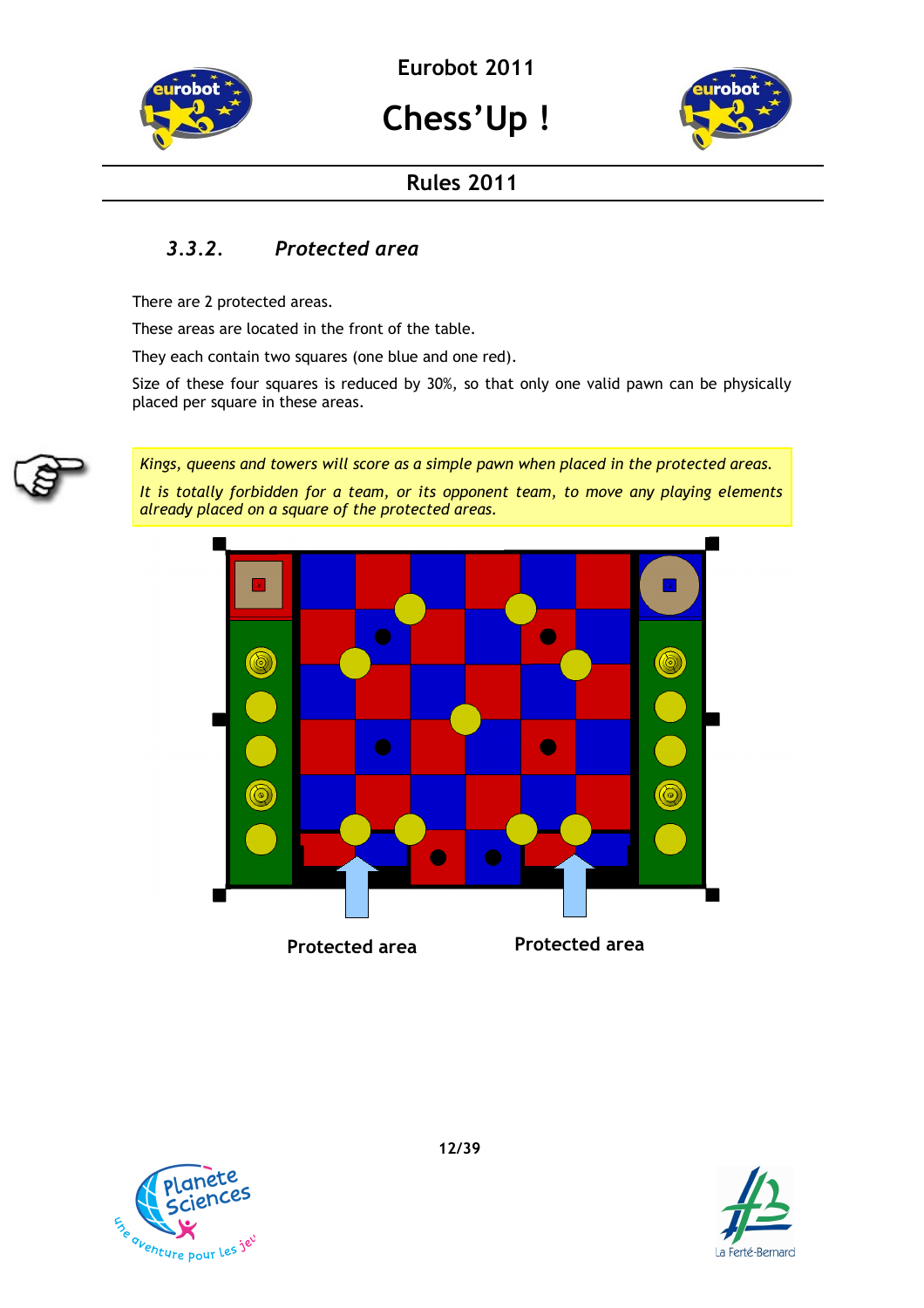### 3.3.2. Protected area

There are 2 protected areas.

These areas are located in the front of the table.

They each contain two squares (one blue and one red).

Size of these four squares is reduced by 30%, so that only one valid pawn can be physically placed per square in these areas.

> *Kings, queens and towers will score as a simple pawn when placed in the protected areas.*
>
> *It is totally forbidden for a team, or its opponent team, to move any playing elements already placed on a square of the protected areas.*

Protected area Protected area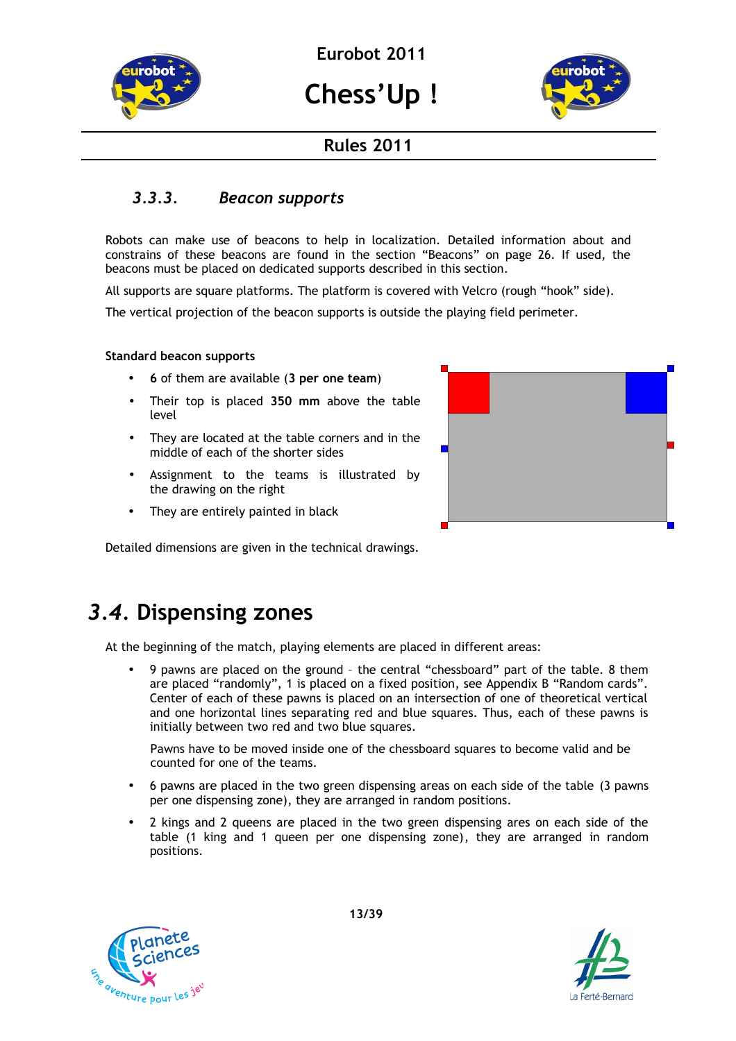### 3.3.3. *Beacon supports*

Robots can make use of beacons to help in localization. Detailed information about and constrains of these beacons are found in the section "Beacons" on page 26. If used, the beacons must be placed on dedicated supports described in this section.

All supports are square platforms. The platform is covered with Velcro (rough "hook" side).

The vertical projection of the beacon supports is outside the playing field perimeter.

**Standard beacon supports**

- **6** of them are available (**3 per one team**)
- Their top is placed **350 mm** above the table level
- They are located at the table corners and in the middle of each of the shorter sides
- Assignment to the teams is illustrated by the drawing on the right
- They are entirely painted in black

Detailed dimensions are given in the technical drawings.

## *3.4.* Dispensing zones

At the beginning of the match, playing elements are placed in different areas:

- 9 pawns are placed on the ground – the central "chessboard" part of the table. 8 them are placed "randomly", 1 is placed on a fixed position, see Appendix B "Random cards". Center of each of these pawns is placed on an intersection of one of theoretical vertical and one horizontal lines separating red and blue squares. Thus, each of these pawns is initially between two red and two blue squares.

  Pawns have to be moved inside one of the chessboard squares to become valid and be counted for one of the teams.

- 6 pawns are placed in the two green dispensing areas on each side of the table (3 pawns per one dispensing zone), they are arranged in random positions.
- 2 kings and 2 queens are placed in the two green dispensing ares on each side of the table (1 king and 1 queen per one dispensing zone), they are arranged in random positions.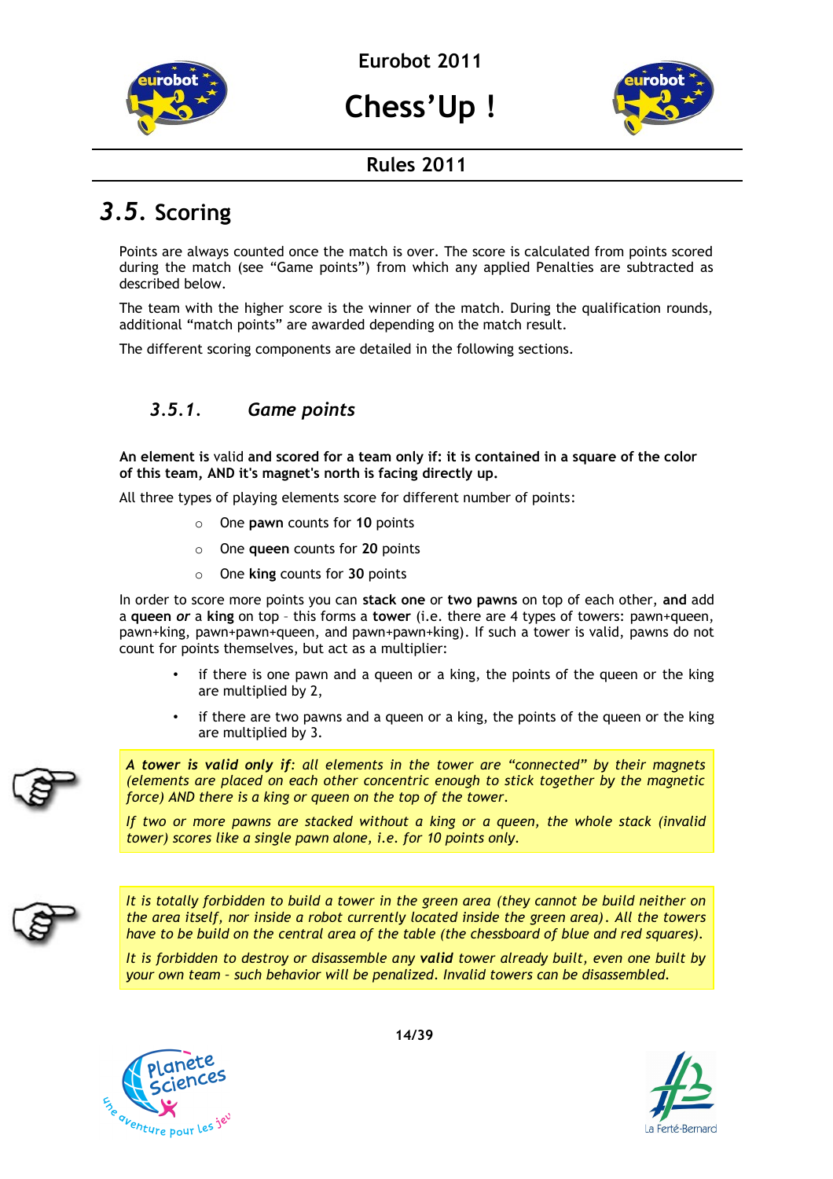## 3.5. Scoring

Points are always counted once the match is over. The score is calculated from points scored during the match (see “Game points”) from which any applied Penalties are subtracted as described below.

The team with the higher score is the winner of the match. During the qualification rounds, additional “match points” are awarded depending on the match result.

The different scoring components are detailed in the following sections.

### 3.5.1. *Game points*

**An element is** valid **and scored for a team only if: it is contained in a square of the color of this team, AND it's magnet's north is facing directly up.**

All three types of playing elements score for different number of points:

- One **pawn** counts for **10** points
- One **queen** counts for **20** points
- One **king** counts for **30** points

In order to score more points you can **stack one** or **two pawns** on top of each other, **and** add a **queen** ***or*** a **king** on top – this forms a **tower** (i.e. there are 4 types of towers: pawn+queen, pawn+king, pawn+pawn+queen, and pawn+pawn+king). If such a tower is valid, pawns do not count for points themselves, but act as a multiplier:

- if there is one pawn and a queen or a king, the points of the queen or the king are multiplied by 2,
- if there are two pawns and a queen or a king, the points of the queen or the king are multiplied by 3.

> ***A tower is valid only if****: all elements in the tower are “connected” by their magnets (elements are placed on each other concentric enough to stick together by the magnetic force) AND there is a king or queen on the top of the tower.*
>
> *If two or more pawns are stacked without a king or a queen, the whole stack (invalid tower) scores like a single pawn alone, i.e. for 10 points only.*

> *It is totally forbidden to build a tower in the green area (they cannot be build neither on the area itself, nor inside a robot currently located inside the green area). All the towers have to be build on the central area of the table (the chessboard of blue and red squares).*
>
> *It is forbidden to destroy or disassemble any* ***valid*** *tower already built, even one built by your own team – such behavior will be penalized. Invalid towers can be disassembled.*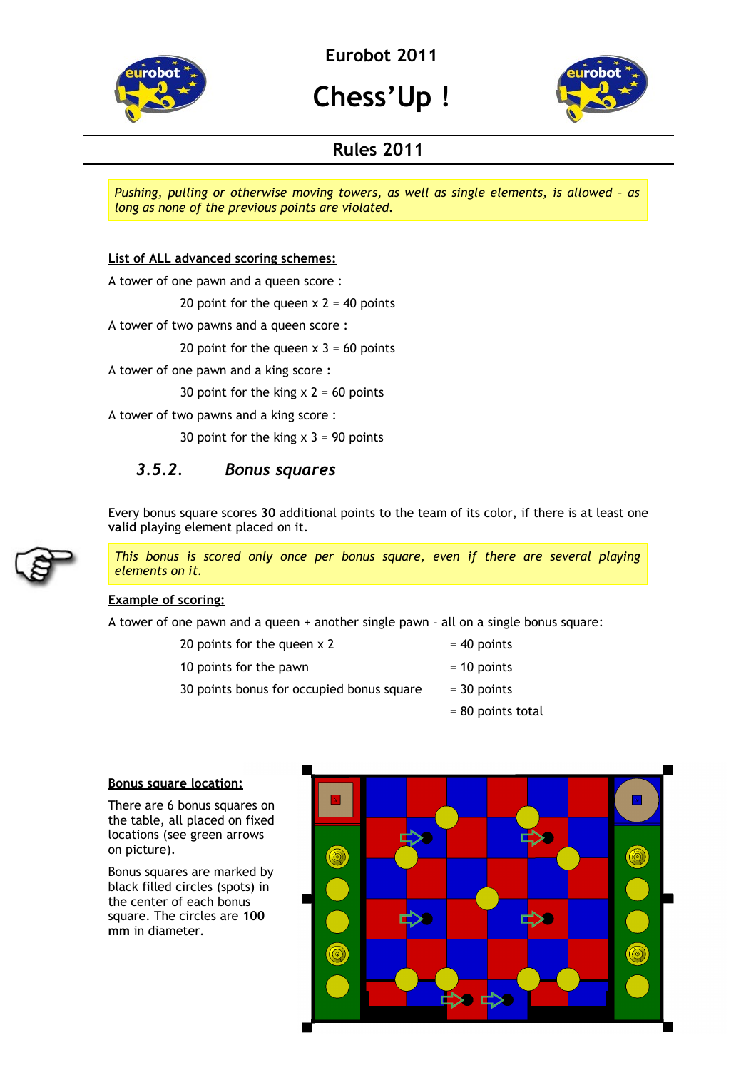*Pushing, pulling or otherwise moving towers, as well as single elements, is allowed – as long as none of the previous points are violated.*

**List of ALL advanced scoring schemes:**

A tower of one pawn and a queen score :

20 point for the queen x 2 = 40 points

A tower of two pawns and a queen score :

20 point for the queen x 3 = 60 points

A tower of one pawn and a king score :

30 point for the king x 2 = 60 points

A tower of two pawns and a king score :

30 point for the king x 3 = 90 points

### *3.5.2. Bonus squares*

Every bonus square scores **30** additional points to the team of its color, if there is at least one **valid** playing element placed on it.

*This bonus is scored only once per bonus square, even if there are several playing elements on it.*

**Example of scoring:**

A tower of one pawn and a queen + another single pawn – all on a single bonus square:

| | |
|---|---|
| 20 points for the queen x 2 | = 40 points |
| 10 points for the pawn | = 10 points |
| 30 points bonus for occupied bonus square | = 30 points |
| | = 80 points total |

**Bonus square location:**

There are 6 bonus squares on the table, all placed on fixed locations (see green arrows on picture).

Bonus squares are marked by black filled circles (spots) in the center of each bonus square. The circles are **100 mm** in diameter.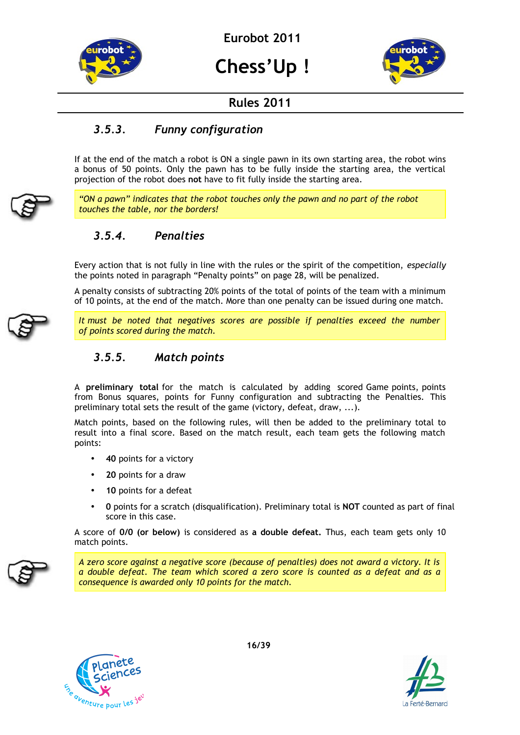### 3.5.3. *Funny configuration*

If at the end of the match a robot is ON a single pawn in its own starting area, the robot wins a bonus of 50 points. Only the pawn has to be fully inside the starting area, the vertical projection of the robot does **not** have to fit fully inside the starting area.

> *"ON a pawn" indicates that the robot touches only the pawn and no part of the robot touches the table, nor the borders!*

### 3.5.4. *Penalties*

Every action that is not fully in line with the rules or the spirit of the competition, *especially* the points noted in paragraph "Penalty points" on page 28, will be penalized.

A penalty consists of subtracting 20% points of the total of points of the team with a minimum of 10 points, at the end of the match. More than one penalty can be issued during one match.

> *It must be noted that negatives scores are possible if penalties exceed the number of points scored during the match.*

### 3.5.5. *Match points*

A **preliminary total** for the match is calculated by adding scored Game points, points from Bonus squares, points for Funny configuration and subtracting the Penalties. This preliminary total sets the result of the game (victory, defeat, draw, ...).

Match points, based on the following rules, will then be added to the preliminary total to result into a final score. Based on the match result, each team gets the following match points:

- **40** points for a victory
- **20** points for a draw
- **10** points for a defeat
- **0** points for a scratch (disqualification). Preliminary total is **NOT** counted as part of final score in this case.

A score of **0/0 (or below)** is considered as **a double defeat.** Thus, each team gets only 10 match points.

> *A zero score against a negative score (because of penalties) does not award a victory. It is a double defeat. The team which scored a zero score is counted as a defeat and as a consequence is awarded only 10 points for the match.*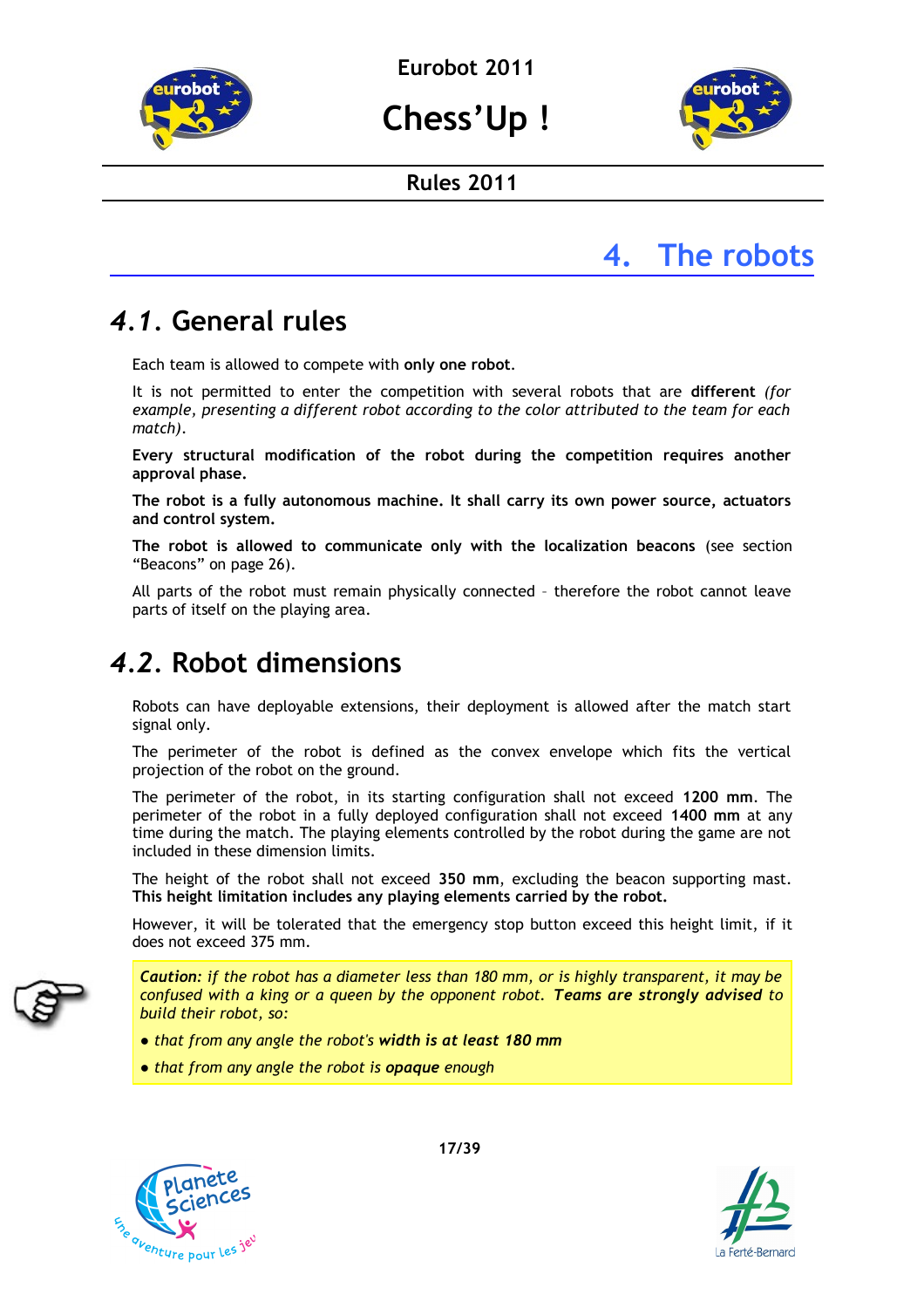# 4. The robots

## 4.1. General rules

Each team is allowed to compete with **only one robot**.

It is not permitted to enter the competition with several robots that are **different** *(for example, presenting a different robot according to the color attributed to the team for each match)*.

**Every structural modification of the robot during the competition requires another approval phase.**

**The robot is a fully autonomous machine. It shall carry its own power source, actuators and control system.**

**The robot is allowed to communicate only with the localization beacons** (see section "Beacons" on page 26).

All parts of the robot must remain physically connected – therefore the robot cannot leave parts of itself on the playing area.

## 4.2. Robot dimensions

Robots can have deployable extensions, their deployment is allowed after the match start signal only.

The perimeter of the robot is defined as the convex envelope which fits the vertical projection of the robot on the ground.

The perimeter of the robot, in its starting configuration shall not exceed **1200 mm**. The perimeter of the robot in a fully deployed configuration shall not exceed **1400 mm** at any time during the match. The playing elements controlled by the robot during the game are not included in these dimension limits.

The height of the robot shall not exceed **350 mm**, excluding the beacon supporting mast. **This height limitation includes any playing elements carried by the robot.**

However, it will be tolerated that the emergency stop button exceed this height limit, if it does not exceed 375 mm.

> ***Caution:*** *if the robot has a diameter less than 180 mm, or is highly transparent, it may be confused with a king or a queen by the opponent robot.* ***Teams are strongly advised*** *to build their robot, so:*
>
> - *that from any angle the robot's* ***width is at least 180 mm***
> - *that from any angle the robot is* ***opaque*** *enough*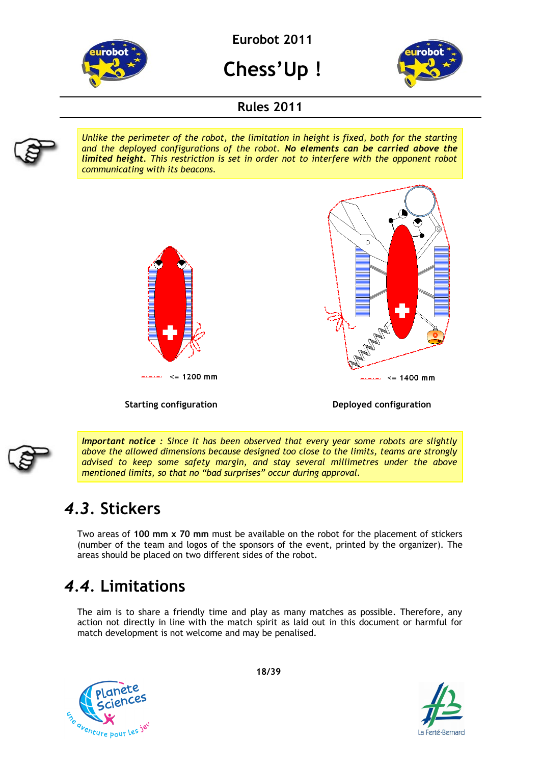*Unlike the perimeter of the robot, the limitation in height is fixed, both for the starting and the deployed configurations of the robot.* ***No elements can be carried above the limited height.*** *This restriction is set in order not to interfere with the opponent robot communicating with its beacons.*

<= 1200 mm

<= 1400 mm

**Starting configuration**

**Deployed configuration**

***Important notice*** *: Since it has been observed that every year some robots are slightly above the allowed dimensions because designed too close to the limits, teams are strongly advised to keep some safety margin, and stay several millimetres under the above mentioned limits, so that no "bad surprises" occur during approval.*

## *4.3.* Stickers

Two areas of **100 mm x 70 mm** must be available on the robot for the placement of stickers (number of the team and logos of the sponsors of the event, printed by the organizer). The areas should be placed on two different sides of the robot.

## *4.4.* Limitations

The aim is to share a friendly time and play as many matches as possible. Therefore, any action not directly in line with the match spirit as laid out in this document or harmful for match development is not welcome and may be penalised.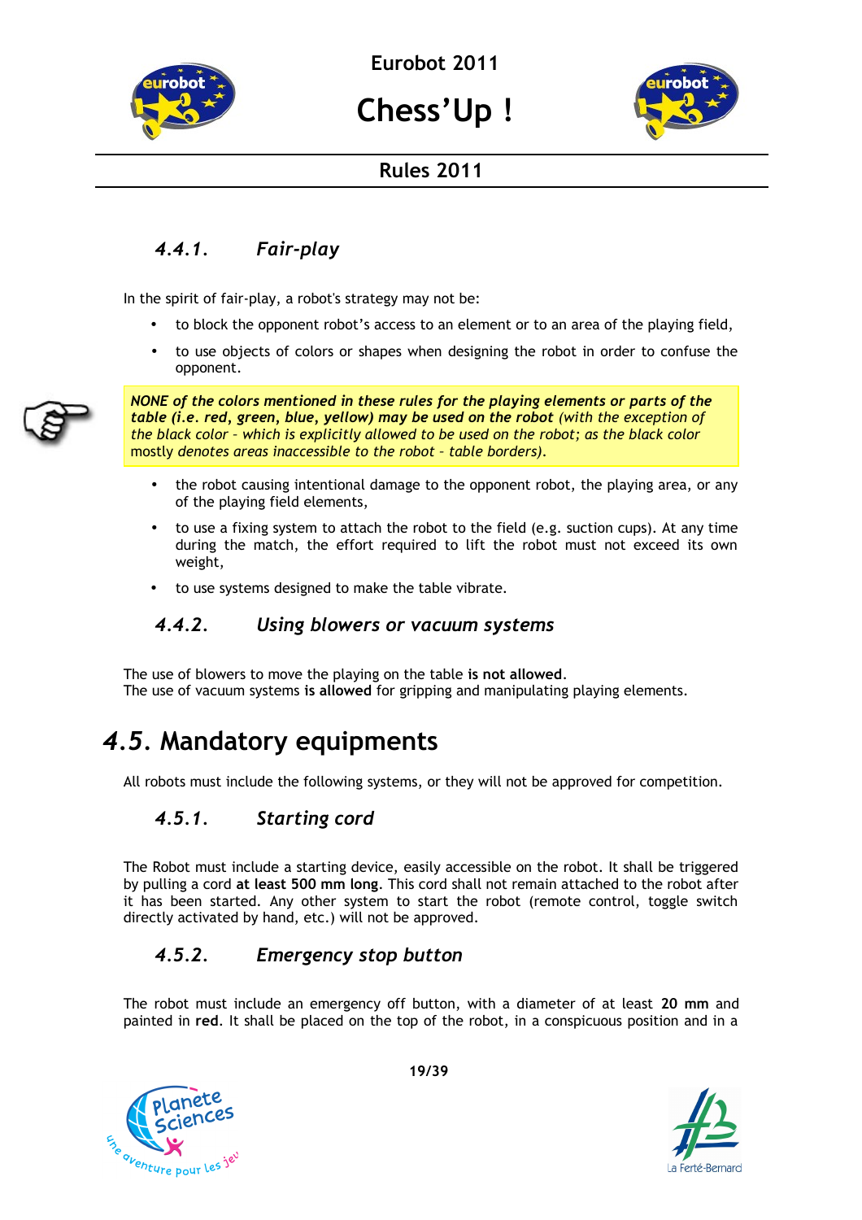### *4.4.1. Fair-play*

In the spirit of fair-play, a robot's strategy may not be:

- to block the opponent robot's access to an element or to an area of the playing field,
- to use objects of colors or shapes when designing the robot in order to confuse the opponent.

***NONE of the colors mentioned in these rules for the playing elements or parts of the table (i.e. red, green, blue, yellow) may be used on the robot*** *(with the exception of the black color – which is explicitly allowed to be used on the robot; as the black color* mostly *denotes areas inaccessible to the robot – table borders).*

- the robot causing intentional damage to the opponent robot, the playing area, or any of the playing field elements,
- to use a fixing system to attach the robot to the field (e.g. suction cups). At any time during the match, the effort required to lift the robot must not exceed its own weight,
- to use systems designed to make the table vibrate.

### *4.4.2. Using blowers or vacuum systems*

The use of blowers to move the playing on the table **is not allowed**.
The use of vacuum systems **is allowed** for gripping and manipulating playing elements.

## *4.5.* Mandatory equipments

All robots must include the following systems, or they will not be approved for competition.

### *4.5.1. Starting cord*

The Robot must include a starting device, easily accessible on the robot. It shall be triggered by pulling a cord **at least 500 mm long**. This cord shall not remain attached to the robot after it has been started. Any other system to start the robot (remote control, toggle switch directly activated by hand, etc.) will not be approved.

### *4.5.2. Emergency stop button*

The robot must include an emergency off button, with a diameter of at least **20 mm** and painted in **red**. It shall be placed on the top of the robot, in a conspicuous position and in a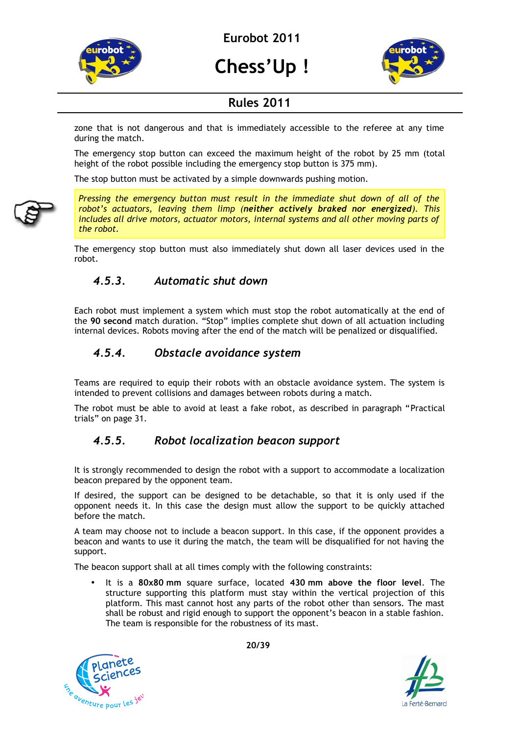zone that is not dangerous and that is immediately accessible to the referee at any time during the match.

The emergency stop button can exceed the maximum height of the robot by 25 mm (total height of the robot possible including the emergency stop button is 375 mm).

The stop button must be activated by a simple downwards pushing motion.

> *Pressing the emergency button must result in the immediate shut down of all of the robot's actuators, leaving them limp (**neither actively braked nor energized**). This includes all drive motors, actuator motors, internal systems and all other moving parts of the robot.*

The emergency stop button must also immediately shut down all laser devices used in the robot.

### *4.5.3. Automatic shut down*

Each robot must implement a system which must stop the robot automatically at the end of the **90 second** match duration. "Stop" implies complete shut down of all actuation including internal devices. Robots moving after the end of the match will be penalized or disqualified.

### *4.5.4. Obstacle avoidance system*

Teams are required to equip their robots with an obstacle avoidance system. The system is intended to prevent collisions and damages between robots during a match.

The robot must be able to avoid at least a fake robot, as described in paragraph "Practical trials" on page 31.

### *4.5.5. Robot localization beacon support*

It is strongly recommended to design the robot with a support to accommodate a localization beacon prepared by the opponent team.

If desired, the support can be designed to be detachable, so that it is only used if the opponent needs it. In this case the design must allow the support to be quickly attached before the match.

A team may choose not to include a beacon support. In this case, if the opponent provides a beacon and wants to use it during the match, the team will be disqualified for not having the support.

The beacon support shall at all times comply with the following constraints:

- It is a **80x80 mm** square surface, located **430 mm above the floor level**. The structure supporting this platform must stay within the vertical projection of this platform. This mast cannot host any parts of the robot other than sensors. The mast shall be robust and rigid enough to support the opponent's beacon in a stable fashion. The team is responsible for the robustness of its mast.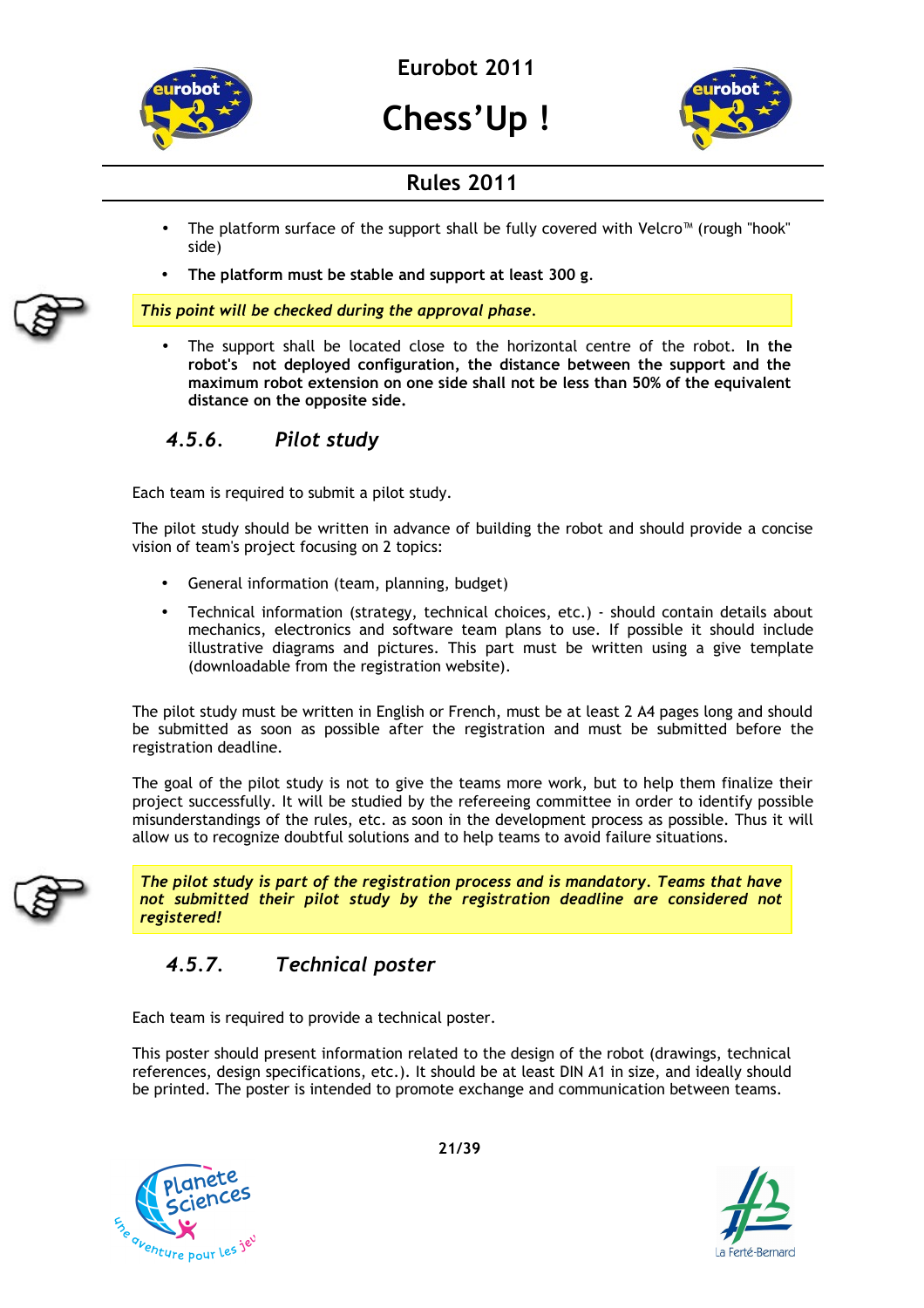- The platform surface of the support shall be fully covered with Velcro™ (rough "hook" side)
- **The platform must be stable and support at least 300 g**.

***This point will be checked during the approval phase.***

- The support shall be located close to the horizontal centre of the robot. **In the robot's not deployed configuration, the distance between the support and the maximum robot extension on one side shall not be less than 50% of the equivalent distance on the opposite side.**

### *4.5.6. Pilot study*

Each team is required to submit a pilot study.

The pilot study should be written in advance of building the robot and should provide a concise vision of team's project focusing on 2 topics:

- General information (team, planning, budget)
- Technical information (strategy, technical choices, etc.) - should contain details about mechanics, electronics and software team plans to use. If possible it should include illustrative diagrams and pictures. This part must be written using a give template (downloadable from the registration website).

The pilot study must be written in English or French, must be at least 2 A4 pages long and should be submitted as soon as possible after the registration and must be submitted before the registration deadline.

The goal of the pilot study is not to give the teams more work, but to help them finalize their project successfully. It will be studied by the refereeing committee in order to identify possible misunderstandings of the rules, etc. as soon in the development process as possible. Thus it will allow us to recognize doubtful solutions and to help teams to avoid failure situations.

***The pilot study is part of the registration process and is mandatory. Teams that have not submitted their pilot study by the registration deadline are considered not registered!***

### *4.5.7. Technical poster*

Each team is required to provide a technical poster.

This poster should present information related to the design of the robot (drawings, technical references, design specifications, etc.). It should be at least DIN A1 in size, and ideally should be printed. The poster is intended to promote exchange and communication between teams.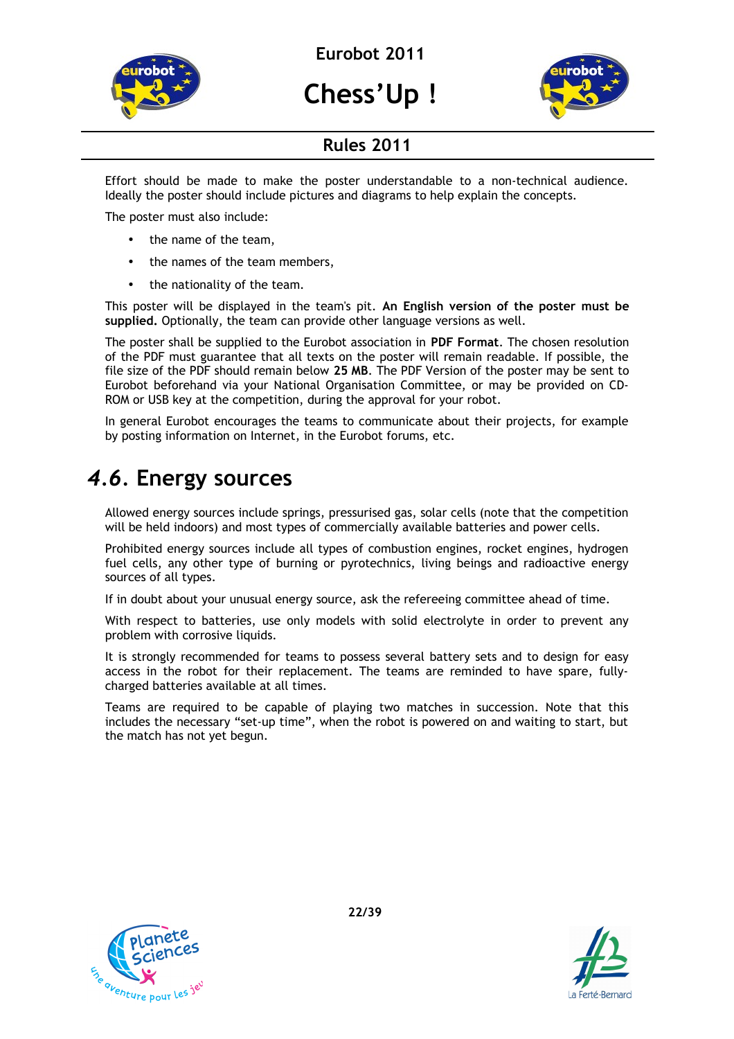Effort should be made to make the poster understandable to a non-technical audience. Ideally the poster should include pictures and diagrams to help explain the concepts.

The poster must also include:

- the name of the team,
- the names of the team members,
- the nationality of the team.

This poster will be displayed in the team's pit. **An English version of the poster must be supplied.** Optionally, the team can provide other language versions as well.

The poster shall be supplied to the Eurobot association in **PDF Format**. The chosen resolution of the PDF must guarantee that all texts on the poster will remain readable. If possible, the file size of the PDF should remain below **25 MB**. The PDF Version of the poster may be sent to Eurobot beforehand via your National Organisation Committee, or may be provided on CD-ROM or USB key at the competition, during the approval for your robot.

In general Eurobot encourages the teams to communicate about their projects, for example by posting information on Internet, in the Eurobot forums, etc.

## *4.6.* Energy sources

Allowed energy sources include springs, pressurised gas, solar cells (note that the competition will be held indoors) and most types of commercially available batteries and power cells.

Prohibited energy sources include all types of combustion engines, rocket engines, hydrogen fuel cells, any other type of burning or pyrotechnics, living beings and radioactive energy sources of all types.

If in doubt about your unusual energy source, ask the refereeing committee ahead of time.

With respect to batteries, use only models with solid electrolyte in order to prevent any problem with corrosive liquids.

It is strongly recommended for teams to possess several battery sets and to design for easy access in the robot for their replacement. The teams are reminded to have spare, fully-charged batteries available at all times.

Teams are required to be capable of playing two matches in succession. Note that this includes the necessary “set-up time”, when the robot is powered on and waiting to start, but the match has not yet begun.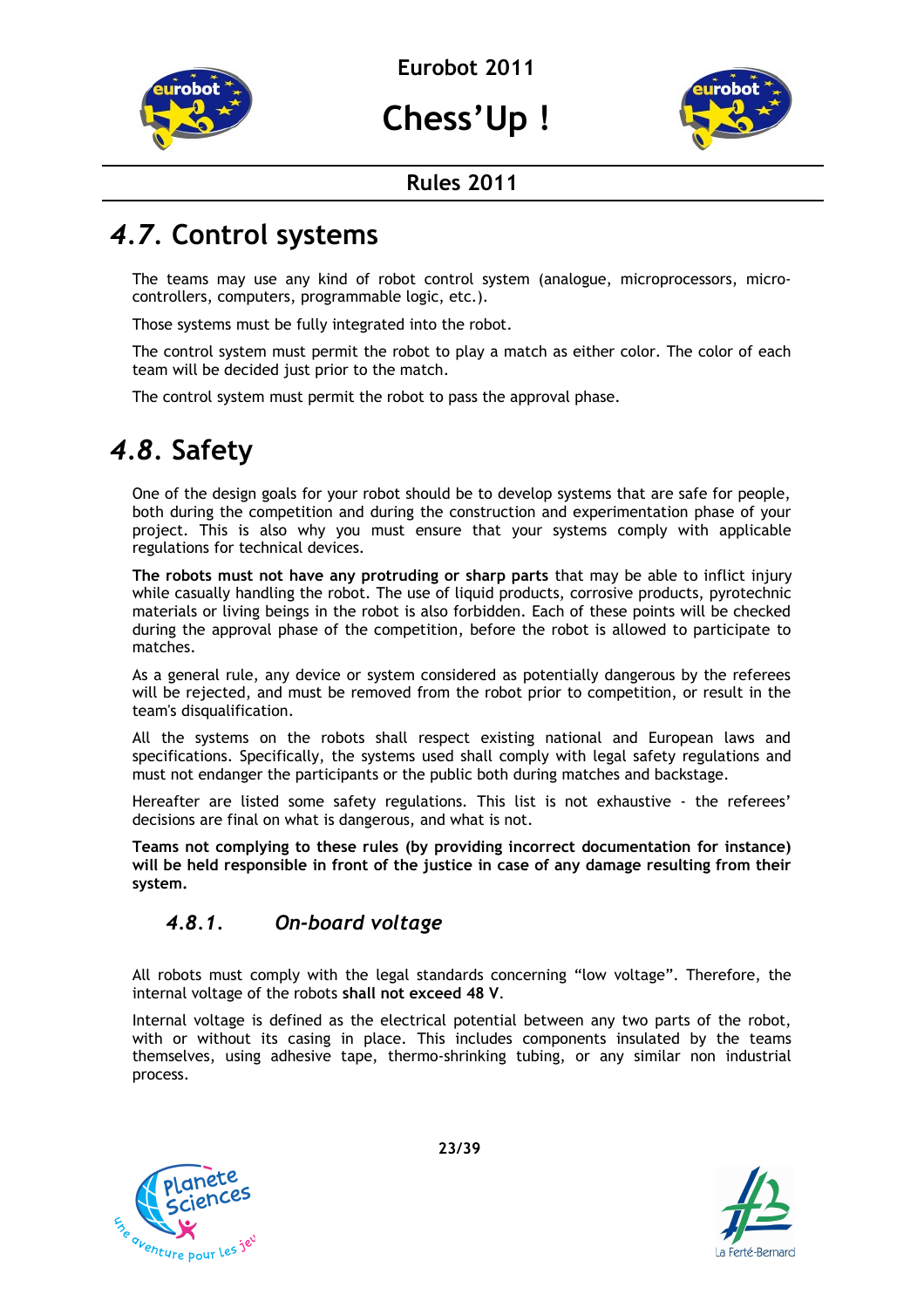## 4.7. Control systems

The teams may use any kind of robot control system (analogue, microprocessors, micro-controllers, computers, programmable logic, etc.).

Those systems must be fully integrated into the robot.

The control system must permit the robot to play a match as either color. The color of each team will be decided just prior to the match.

The control system must permit the robot to pass the approval phase.

## 4.8. Safety

One of the design goals for your robot should be to develop systems that are safe for people, both during the competition and during the construction and experimentation phase of your project. This is also why you must ensure that your systems comply with applicable regulations for technical devices.

**The robots must not have any protruding or sharp parts** that may be able to inflict injury while casually handling the robot. The use of liquid products, corrosive products, pyrotechnic materials or living beings in the robot is also forbidden. Each of these points will be checked during the approval phase of the competition, before the robot is allowed to participate to matches.

As a general rule, any device or system considered as potentially dangerous by the referees will be rejected, and must be removed from the robot prior to competition, or result in the team's disqualification.

All the systems on the robots shall respect existing national and European laws and specifications. Specifically, the systems used shall comply with legal safety regulations and must not endanger the participants or the public both during matches and backstage.

Hereafter are listed some safety regulations. This list is not exhaustive - the referees' decisions are final on what is dangerous, and what is not.

**Teams not complying to these rules (by providing incorrect documentation for instance) will be held responsible in front of the justice in case of any damage resulting from their system.**

### *4.8.1. On-board voltage*

All robots must comply with the legal standards concerning "low voltage". Therefore, the internal voltage of the robots **shall not exceed 48 V**.

Internal voltage is defined as the electrical potential between any two parts of the robot, with or without its casing in place. This includes components insulated by the teams themselves, using adhesive tape, thermo-shrinking tubing, or any similar non industrial process.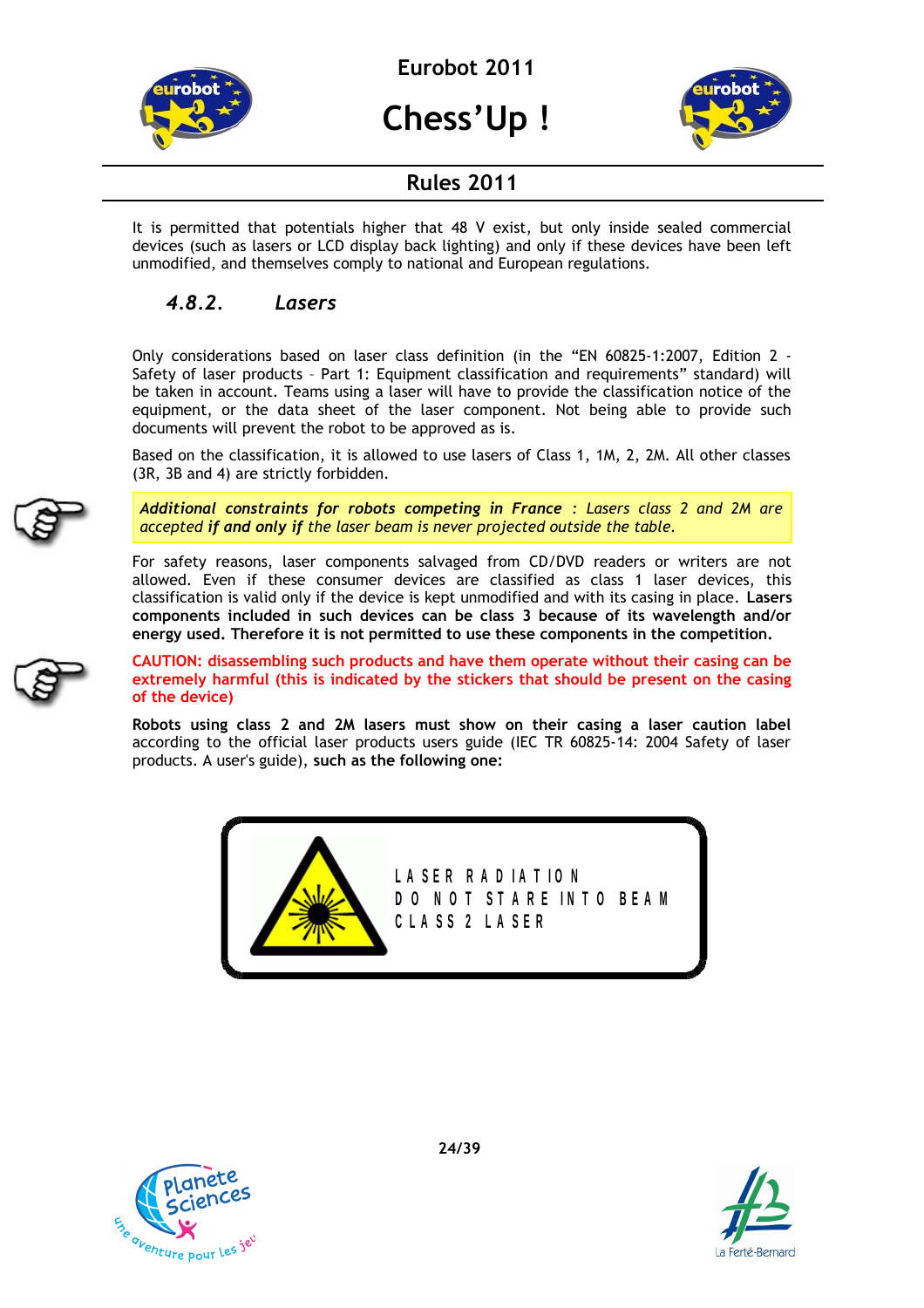It is permitted that potentials higher that 48 V exist, but only inside sealed commercial devices (such as lasers or LCD display back lighting) and only if these devices have been left unmodified, and themselves comply to national and European regulations.

### *4.8.2. Lasers*

Only considerations based on laser class definition (in the "EN 60825-1:2007, Edition 2 - Safety of laser products – Part 1: Equipment classification and requirements" standard) will be taken in account. Teams using a laser will have to provide the classification notice of the equipment, or the data sheet of the laser component. Not being able to provide such documents will prevent the robot to be approved as is.

Based on the classification, it is allowed to use lasers of Class 1, 1M, 2, 2M. All other classes (3R, 3B and 4) are strictly forbidden.

***Additional constraints for robots competing in France** : Lasers class 2 and 2M are accepted **if and only if** the laser beam is never projected outside the table.*

For safety reasons, laser components salvaged from CD/DVD readers or writers are not allowed. Even if these consumer devices are classified as class 1 laser devices, this classification is valid only if the device is kept unmodified and with its casing in place. **Lasers components included in such devices can be class 3 because of its wavelength and/or energy used. Therefore it is not permitted to use these components in the competition.**

**CAUTION: disassembling such products and have them operate without their casing can be extremely harmful (this is indicated by the stickers that should be present on the casing of the device)**

**Robots using class 2 and 2M lasers must show on their casing a laser caution label** according to the official laser products users guide (IEC TR 60825-14: 2004 Safety of laser products. A user's guide), **such as the following one:**

LASER RADIATION
DO NOT STARE INTO BEAM
CLASS 2 LASER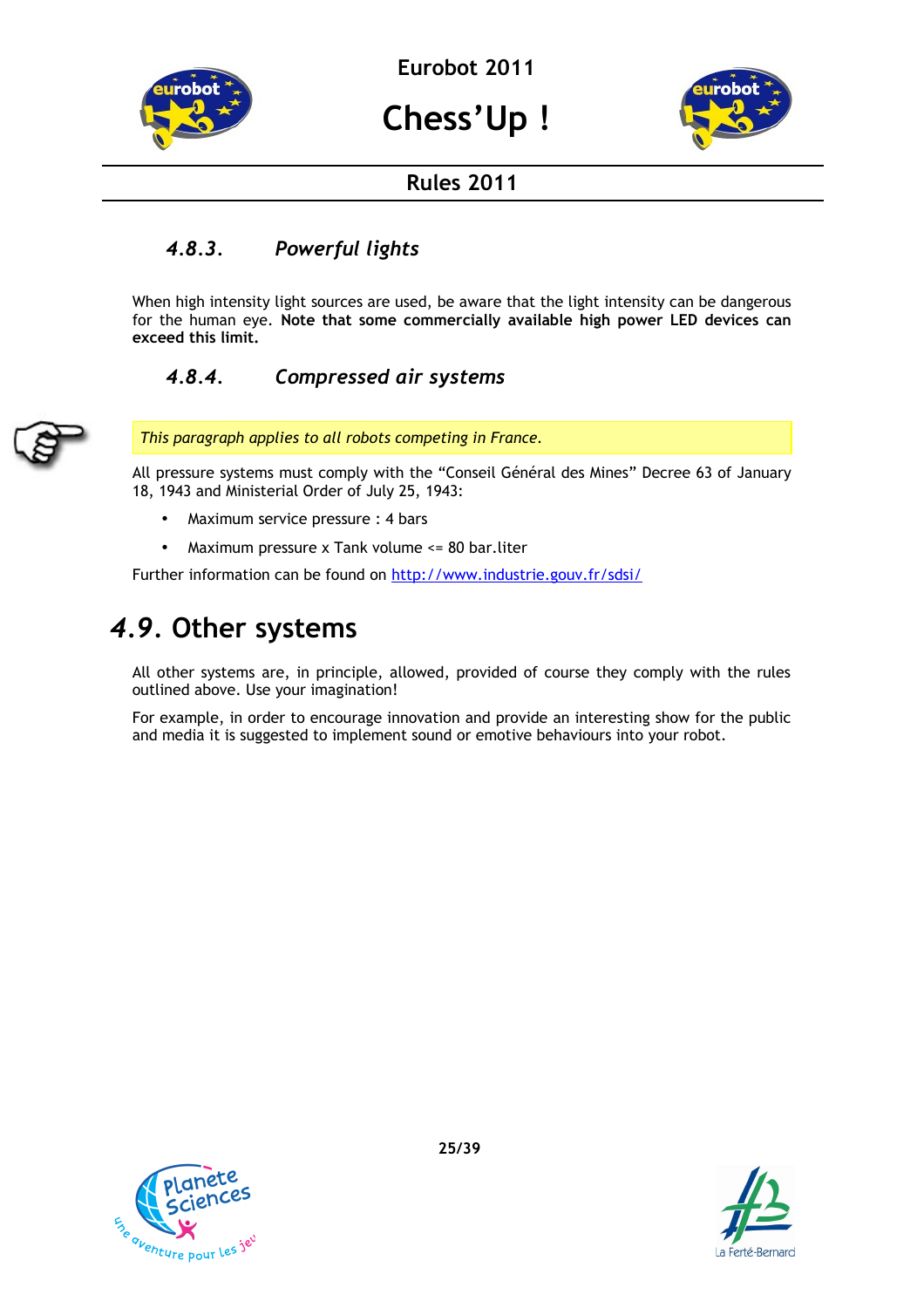#### 4.8.3. Powerful lights

When high intensity light sources are used, be aware that the light intensity can be dangerous for the human eye. **Note that some commercially available high power LED devices can exceed this limit.**

#### 4.8.4. Compressed air systems

*This paragraph applies to all robots competing in France.*

All pressure systems must comply with the "Conseil Général des Mines" Decree 63 of January 18, 1943 and Ministerial Order of July 25, 1943:

- Maximum service pressure : 4 bars
- Maximum pressure x Tank volume <= 80 bar.liter

Further information can be found on [http://www.industrie.gouv.fr/sdsi/](http://www.industrie.gouv.fr/sdsi/)

## 4.9. Other systems

All other systems are, in principle, allowed, provided of course they comply with the rules outlined above. Use your imagination!

For example, in order to encourage innovation and provide an interesting show for the public and media it is suggested to implement sound or emotive behaviours into your robot.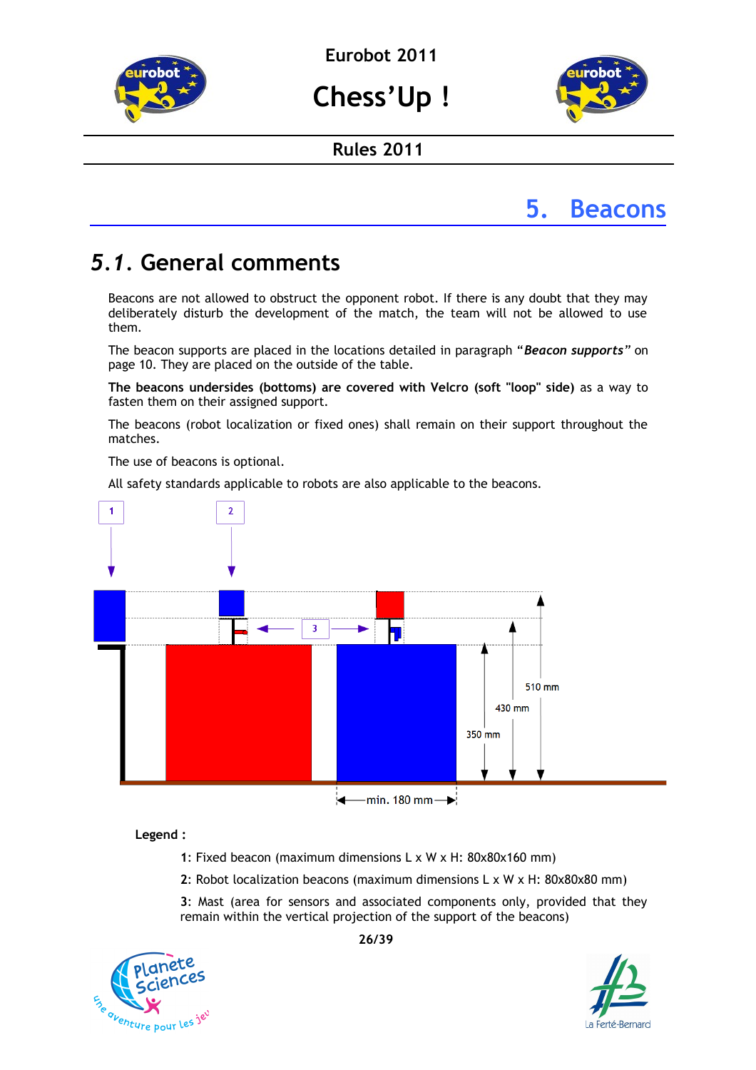# 5. Beacons

## 5.1. General comments

Beacons are not allowed to obstruct the opponent robot. If there is any doubt that they may deliberately disturb the development of the match, the team will not be allowed to use them.

The beacon supports are placed in the locations detailed in paragraph “***Beacon supports***” on page 10. They are placed on the outside of the table.

**The beacons undersides (bottoms) are covered with Velcro (soft "loop" side)** as a way to fasten them on their assigned support.

The beacons (robot localization or fixed ones) shall remain on their support throughout the matches.

The use of beacons is optional.

All safety standards applicable to robots are also applicable to the beacons.

1 2 3

510 mm

430 mm

350 mm

min. 180 mm

**Legend :**

**1**: Fixed beacon (maximum dimensions L x W x H: 80x80x160 mm)

**2**: Robot localization beacons (maximum dimensions L x W x H: 80x80x80 mm)

**3**: Mast (area for sensors and associated components only, provided that they remain within the vertical projection of the support of the beacons)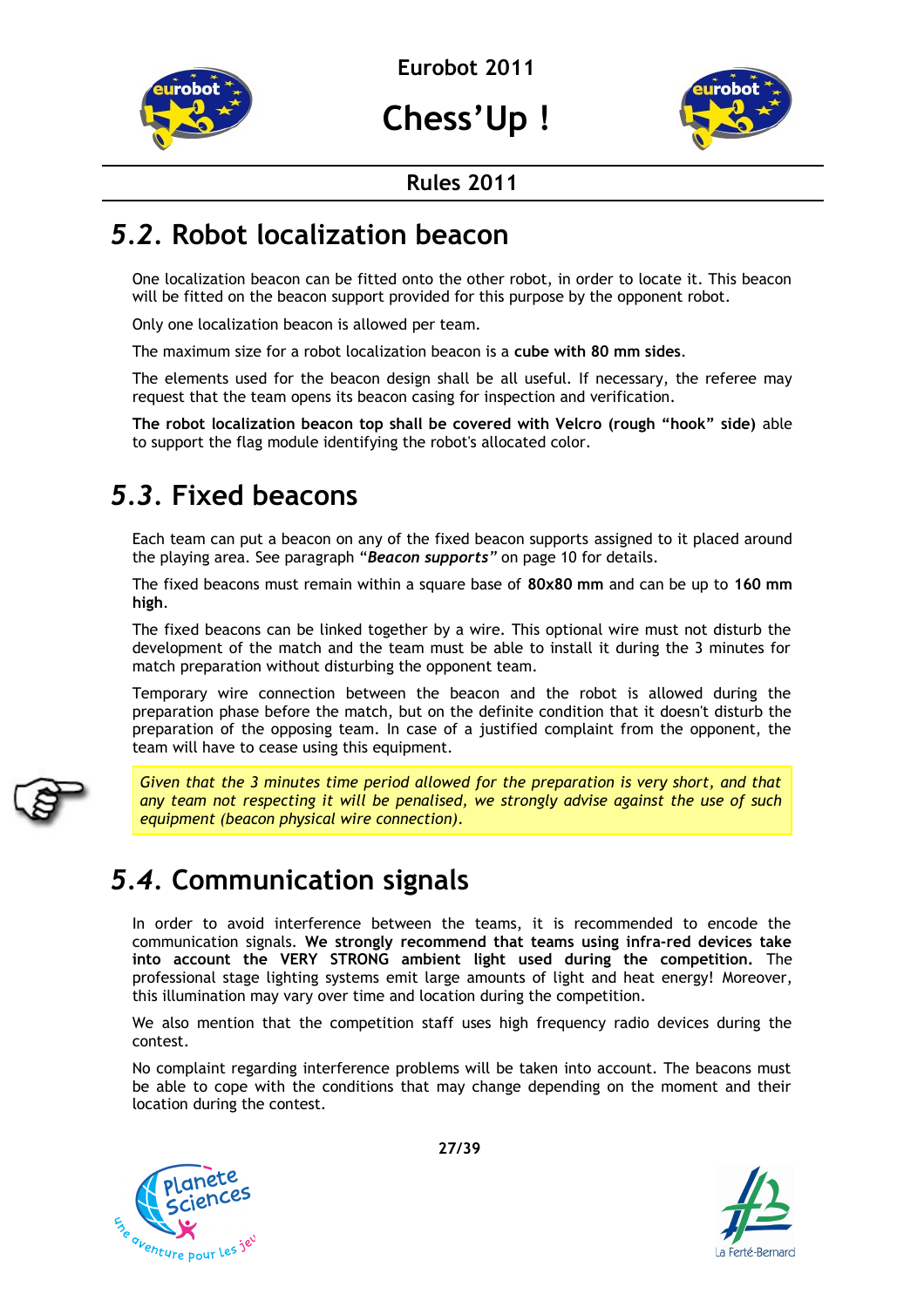## 5.2. Robot localization beacon

One localization beacon can be fitted onto the other robot, in order to locate it. This beacon will be fitted on the beacon support provided for this purpose by the opponent robot.

Only one localization beacon is allowed per team.

The maximum size for a robot localization beacon is a **cube with 80 mm sides**.

The elements used for the beacon design shall be all useful. If necessary, the referee may request that the team opens its beacon casing for inspection and verification.

**The robot localization beacon top shall be covered with Velcro (rough “hook” side)** able to support the flag module identifying the robot's allocated color.

## 5.3. Fixed beacons

Each team can put a beacon on any of the fixed beacon supports assigned to it placed around the playing area. See paragraph “***Beacon supports***” on page 10 for details.

The fixed beacons must remain within a square base of **80x80 mm** and can be up to **160 mm high**.

The fixed beacons can be linked together by a wire. This optional wire must not disturb the development of the match and the team must be able to install it during the 3 minutes for match preparation without disturbing the opponent team.

Temporary wire connection between the beacon and the robot is allowed during the preparation phase before the match, but on the definite condition that it doesn't disturb the preparation of the opposing team. In case of a justified complaint from the opponent, the team will have to cease using this equipment.

*Given that the 3 minutes time period allowed for the preparation is very short, and that any team not respecting it will be penalised, we strongly advise against the use of such equipment (beacon physical wire connection).*

## 5.4. Communication signals

In order to avoid interference between the teams, it is recommended to encode the communication signals. **We strongly recommend that teams using infra-red devices take into account the VERY STRONG ambient light used during the competition.** The professional stage lighting systems emit large amounts of light and heat energy! Moreover, this illumination may vary over time and location during the competition.

We also mention that the competition staff uses high frequency radio devices during the contest.

No complaint regarding interference problems will be taken into account. The beacons must be able to cope with the conditions that may change depending on the moment and their location during the contest.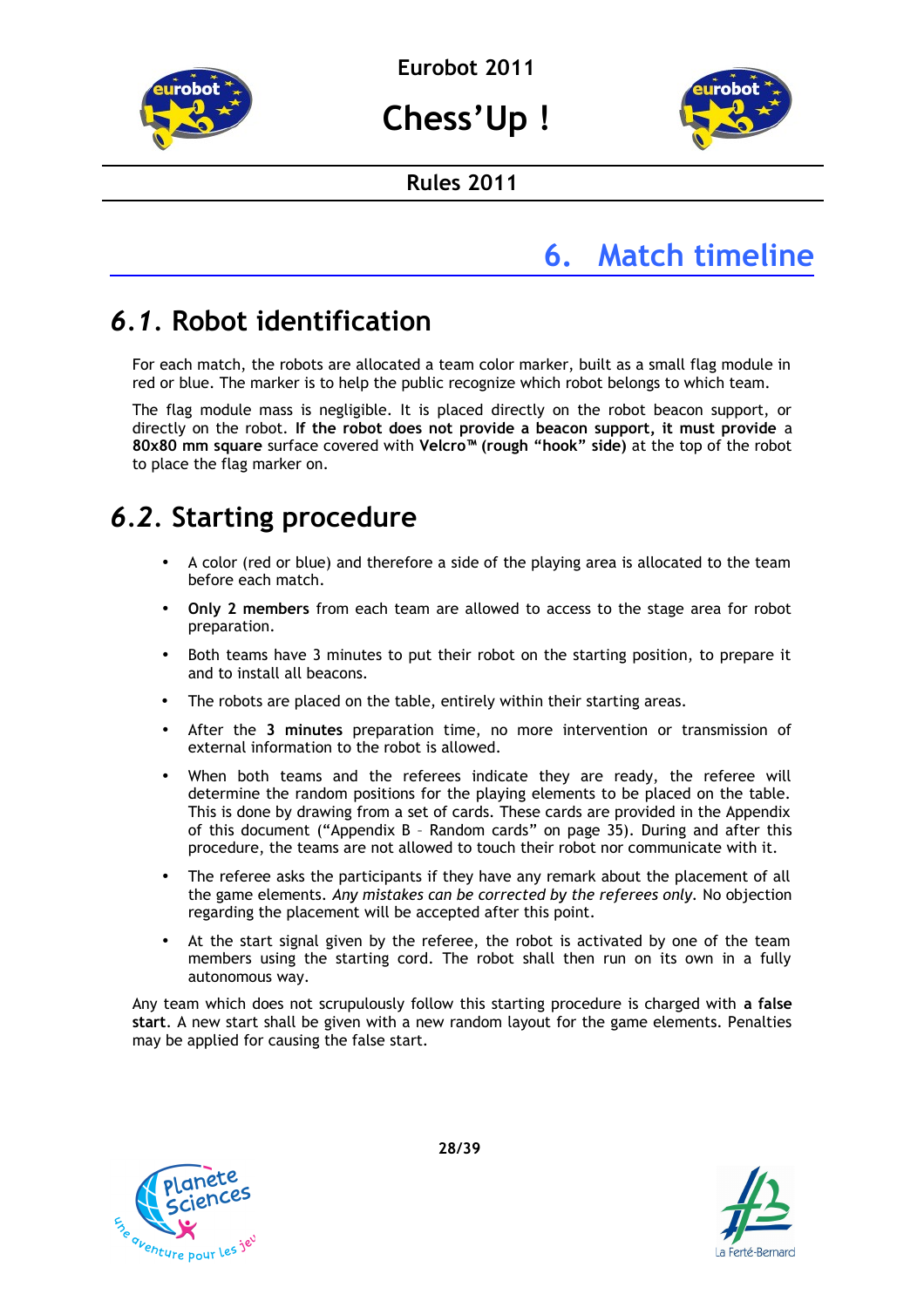# 6. Match timeline

## 6.1. Robot identification

For each match, the robots are allocated a team color marker, built as a small flag module in red or blue. The marker is to help the public recognize which robot belongs to which team.

The flag module mass is negligible. It is placed directly on the robot beacon support, or directly on the robot. **If the robot does not provide a beacon support, it must provide** a **80x80 mm square** surface covered with **Velcro™ (rough "hook" side)** at the top of the robot to place the flag marker on.

## 6.2. Starting procedure

- A color (red or blue) and therefore a side of the playing area is allocated to the team before each match.
- **Only 2 members** from each team are allowed to access to the stage area for robot preparation.
- Both teams have 3 minutes to put their robot on the starting position, to prepare it and to install all beacons.
- The robots are placed on the table, entirely within their starting areas.
- After the **3 minutes** preparation time, no more intervention or transmission of external information to the robot is allowed.
- When both teams and the referees indicate they are ready, the referee will determine the random positions for the playing elements to be placed on the table. This is done by drawing from a set of cards. These cards are provided in the Appendix of this document ("Appendix B – Random cards" on page 35). During and after this procedure, the teams are not allowed to touch their robot nor communicate with it.
- The referee asks the participants if they have any remark about the placement of all the game elements. *Any mistakes can be corrected by the referees only.* No objection regarding the placement will be accepted after this point.
- At the start signal given by the referee, the robot is activated by one of the team members using the starting cord. The robot shall then run on its own in a fully autonomous way.

Any team which does not scrupulously follow this starting procedure is charged with **a false start**. A new start shall be given with a new random layout for the game elements. Penalties may be applied for causing the false start.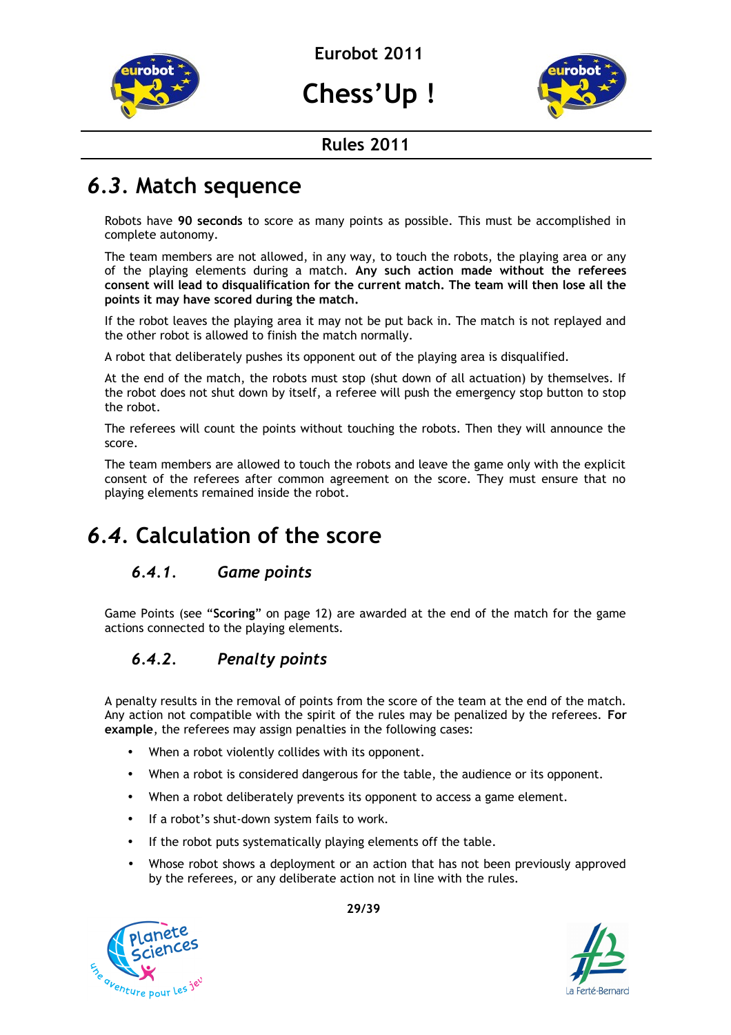## 6.3. Match sequence

Robots have **90 seconds** to score as many points as possible. This must be accomplished in complete autonomy.

The team members are not allowed, in any way, to touch the robots, the playing area or any of the playing elements during a match. **Any such action made without the referees consent will lead to disqualification for the current match. The team will then lose all the points it may have scored during the match.**

If the robot leaves the playing area it may not be put back in. The match is not replayed and the other robot is allowed to finish the match normally.

A robot that deliberately pushes its opponent out of the playing area is disqualified.

At the end of the match, the robots must stop (shut down of all actuation) by themselves. If the robot does not shut down by itself, a referee will push the emergency stop button to stop the robot.

The referees will count the points without touching the robots. Then they will announce the score.

The team members are allowed to touch the robots and leave the game only with the explicit consent of the referees after common agreement on the score. They must ensure that no playing elements remained inside the robot.

## 6.4. Calculation of the score

### 6.4.1. Game points

Game Points (see "**Scoring**" on page 12) are awarded at the end of the match for the game actions connected to the playing elements.

### 6.4.2. Penalty points

A penalty results in the removal of points from the score of the team at the end of the match. Any action not compatible with the spirit of the rules may be penalized by the referees. **For example**, the referees may assign penalties in the following cases:

- When a robot violently collides with its opponent.
- When a robot is considered dangerous for the table, the audience or its opponent.
- When a robot deliberately prevents its opponent to access a game element.
- If a robot's shut-down system fails to work.
- If the robot puts systematically playing elements off the table.
- Whose robot shows a deployment or an action that has not been previously approved by the referees, or any deliberate action not in line with the rules.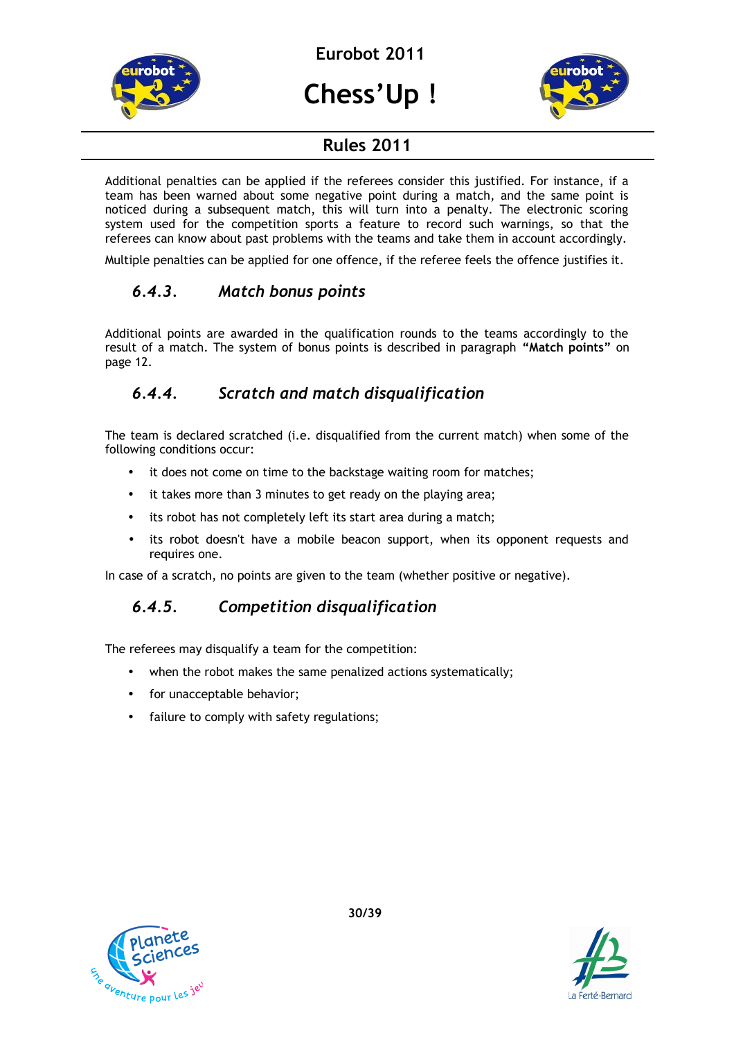Additional penalties can be applied if the referees consider this justified. For instance, if a team has been warned about some negative point during a match, and the same point is noticed during a subsequent match, this will turn into a penalty. The electronic scoring system used for the competition sports a feature to record such warnings, so that the referees can know about past problems with the teams and take them in account accordingly.

Multiple penalties can be applied for one offence, if the referee feels the offence justifies it.

### *6.4.3. Match bonus points*

Additional points are awarded in the qualification rounds to the teams accordingly to the result of a match. The system of bonus points is described in paragraph **"Match points"** on page 12.

### *6.4.4. Scratch and match disqualification*

The team is declared scratched (i.e. disqualified from the current match) when some of the following conditions occur:

- it does not come on time to the backstage waiting room for matches;
- it takes more than 3 minutes to get ready on the playing area;
- its robot has not completely left its start area during a match;
- its robot doesn't have a mobile beacon support, when its opponent requests and requires one.

In case of a scratch, no points are given to the team (whether positive or negative).

### *6.4.5. Competition disqualification*

The referees may disqualify a team for the competition:

- when the robot makes the same penalized actions systematically;
- for unacceptable behavior;
- failure to comply with safety regulations;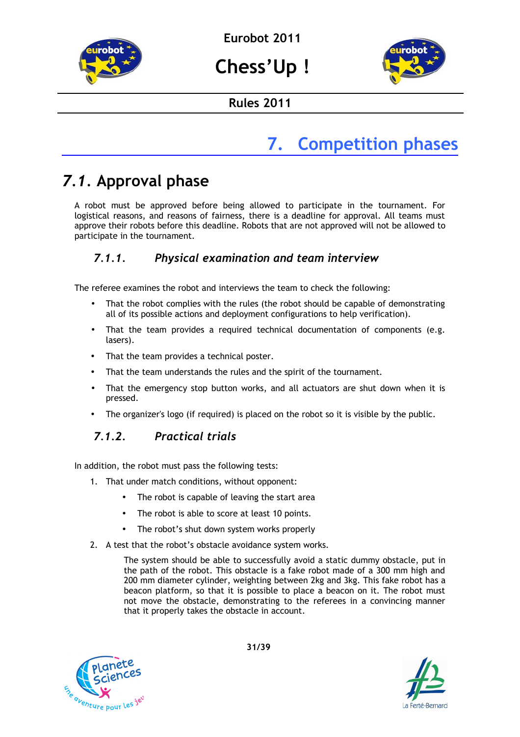# 7. Competition phases

## 7.1. Approval phase

A robot must be approved before being allowed to participate in the tournament. For logistical reasons, and reasons of fairness, there is a deadline for approval. All teams must approve their robots before this deadline. Robots that are not approved will not be allowed to participate in the tournament.

### 7.1.1. *Physical examination and team interview*

The referee examines the robot and interviews the team to check the following:

- That the robot complies with the rules (the robot should be capable of demonstrating all of its possible actions and deployment configurations to help verification).
- That the team provides a required technical documentation of components (e.g. lasers).
- That the team provides a technical poster.
- That the team understands the rules and the spirit of the tournament.
- That the emergency stop button works, and all actuators are shut down when it is pressed.
- The organizer's logo (if required) is placed on the robot so it is visible by the public.

### 7.1.2. *Practical trials*

In addition, the robot must pass the following tests:

1. That under match conditions, without opponent:
   - The robot is capable of leaving the start area
   - The robot is able to score at least 10 points.
   - The robot's shut down system works properly
2. A test that the robot's obstacle avoidance system works.

   The system should be able to successfully avoid a static dummy obstacle, put in the path of the robot. This obstacle is a fake robot made of a 300 mm high and 200 mm diameter cylinder, weighting between 2kg and 3kg. This fake robot has a beacon platform, so that it is possible to place a beacon on it. The robot must not move the obstacle, demonstrating to the referees in a convincing manner that it properly takes the obstacle in account.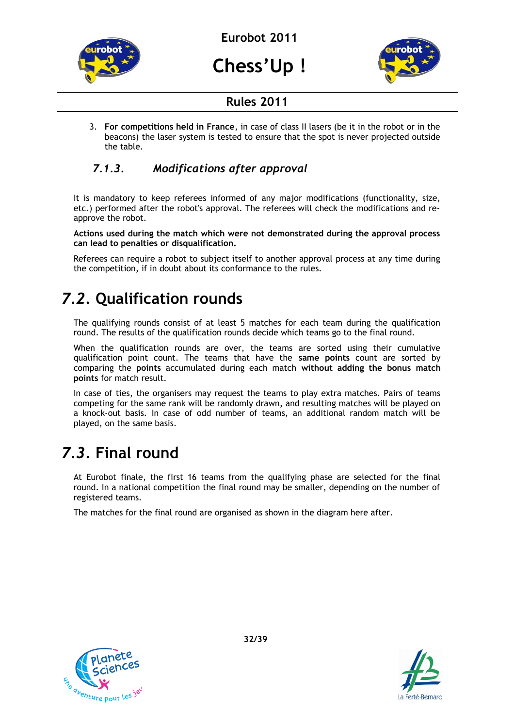3. **For competitions held in France**, in case of class II lasers (be it in the robot or in the beacons) the laser system is tested to ensure that the spot is never projected outside the table.

### *7.1.3. Modifications after approval*

It is mandatory to keep referees informed of any major modifications (functionality, size, etc.) performed after the robot's approval. The referees will check the modifications and re-approve the robot.

**Actions used during the match which were not demonstrated during the approval process can lead to penalties or disqualification.**

Referees can require a robot to subject itself to another approval process at any time during the competition, if in doubt about its conformance to the rules.

## *7.2.* Qualification rounds

The qualifying rounds consist of at least 5 matches for each team during the qualification round. The results of the qualification rounds decide which teams go to the final round.

When the qualification rounds are over, the teams are sorted using their cumulative qualification point count. The teams that have the **same points** count are sorted by comparing the **points** accumulated during each match **without adding the bonus match points** for match result.

In case of ties, the organisers may request the teams to play extra matches. Pairs of teams competing for the same rank will be randomly drawn, and resulting matches will be played on a knock-out basis. In case of odd number of teams, an additional random match will be played, on the same basis.

## *7.3.* Final round

At Eurobot finale, the first 16 teams from the qualifying phase are selected for the final round. In a national competition the final round may be smaller, depending on the number of registered teams.

The matches for the final round are organised as shown in the diagram here after.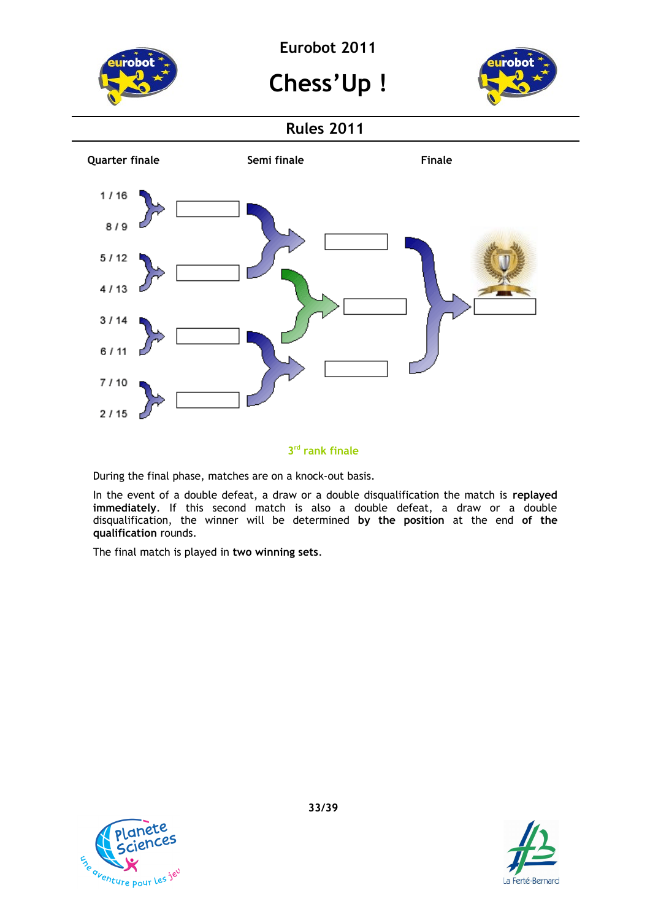## Rules 2011

**Quarter finale** | **Semi finale** | **Finale**

1 / 16

8 / 9

5 / 12

4 / 13

3 / 14

6 / 11

7 / 10

2 / 15

3rd rank finale

During the final phase, matches are on a knock-out basis.

In the event of a double defeat, a draw or a double disqualification the match is **replayed immediately**. If this second match is also a double defeat, a draw or a double disqualification, the winner will be determined **by the position** at the end **of the qualification** rounds.

The final match is played in **two winning sets**.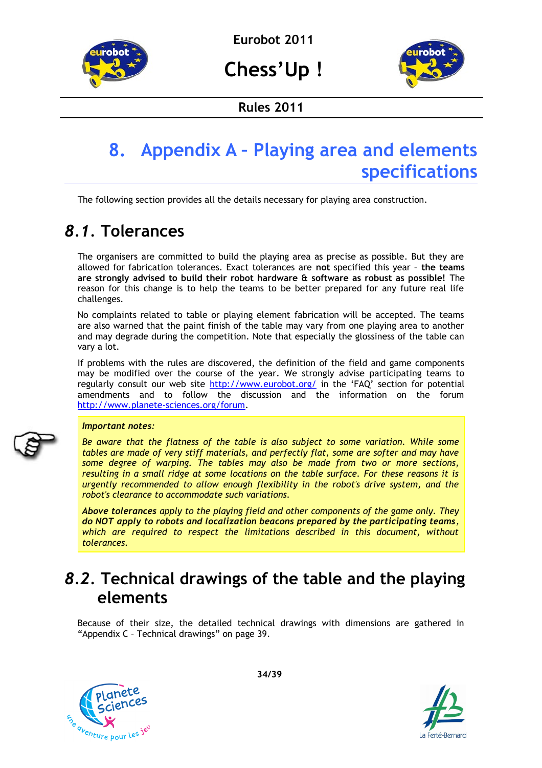# 8. Appendix A – Playing area and elements specifications

The following section provides all the details necessary for playing area construction.

## *8.1.* Tolerances

The organisers are committed to build the playing area as precise as possible. But they are allowed for fabrication tolerances. Exact tolerances are **not** specified this year – **the teams are strongly advised to build their robot hardware & software as robust as possible!** The reason for this change is to help the teams to be better prepared for any future real life challenges.

No complaints related to table or playing element fabrication will be accepted. The teams are also warned that the paint finish of the table may vary from one playing area to another and may degrade during the competition. Note that especially the glossiness of the table can vary a lot.

If problems with the rules are discovered, the definition of the field and game components may be modified over the course of the year. We strongly advise participating teams to regularly consult our web site http://www.eurobot.org/ in the 'FAQ' section for potential amendments and to follow the discussion and the information on the forum http://www.planete-sciences.org/forum.

***Important notes:***

*Be aware that the flatness of the table is also subject to some variation. While some tables are made of very stiff materials, and perfectly flat, some are softer and may have some degree of warping. The tables may also be made from two or more sections, resulting in a small ridge at some locations on the table surface. For these reasons it is urgently recommended to allow enough flexibility in the robot's drive system, and the robot's clearance to accommodate such variations.*

***Above tolerances*** *apply to the playing field and other components of the game only.* ***They do NOT apply to robots and localization beacons prepared by the participating teams****, which are required to respect the limitations described in this document, without tolerances.*

## *8.2.* Technical drawings of the table and the playing elements

Because of their size, the detailed technical drawings with dimensions are gathered in "Appendix C – Technical drawings" on page 39.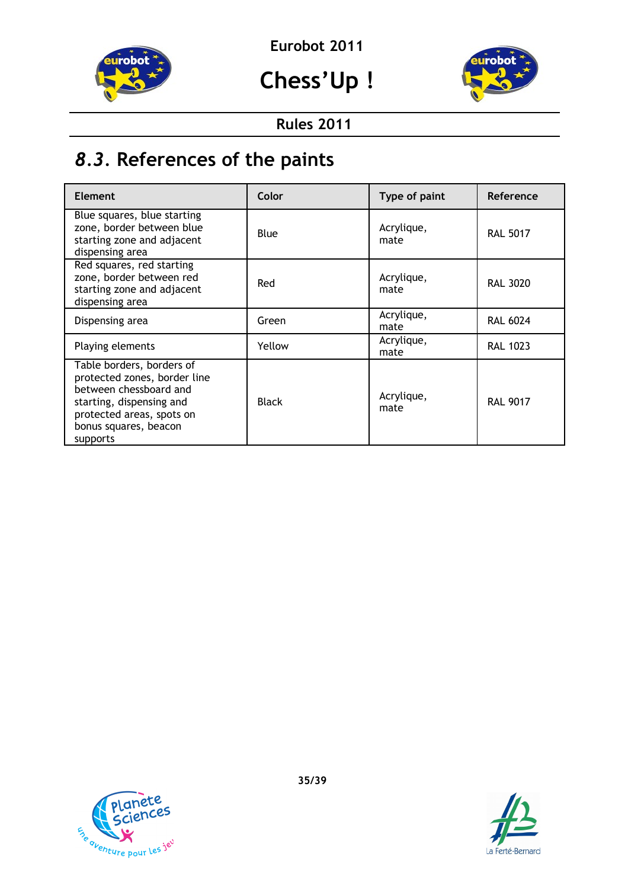## *8.3.* References of the paints

| Element | Color | Type of paint | Reference |
| --- | --- | --- | --- |
| Blue squares, blue starting zone, border between blue starting zone and adjacent dispensing area | Blue | Acrylique, mate | RAL 5017 |
| Red squares, red starting zone, border between red starting zone and adjacent dispensing area | Red | Acrylique, mate | RAL 3020 |
| Dispensing area | Green | Acrylique, mate | RAL 6024 |
| Playing elements | Yellow | Acrylique, mate | RAL 1023 |
| Table borders, borders of protected zones, border line between chessboard and starting, dispensing and protected areas, spots on bonus squares, beacon supports | Black | Acrylique, mate | RAL 9017 |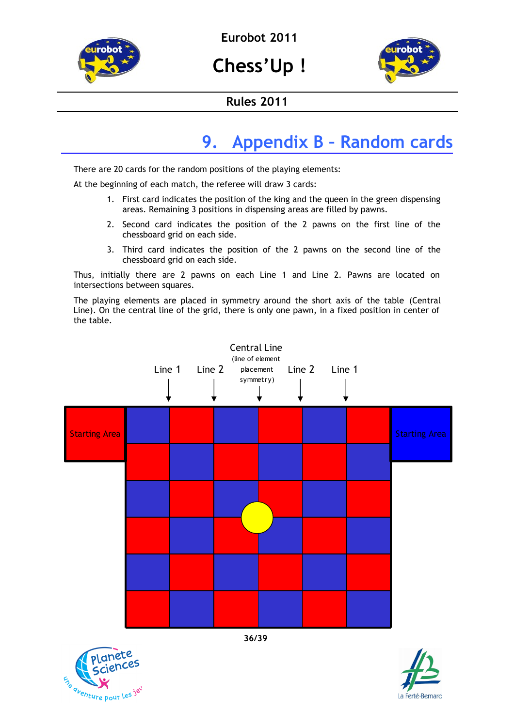# 9. Appendix B – Random cards

There are 20 cards for the random positions of the playing elements:

At the beginning of each match, the referee will draw 3 cards:

1. First card indicates the position of the king and the queen in the green dispensing areas. Remaining 3 positions in dispensing areas are filled by pawns.
2. Second card indicates the position of the 2 pawns on the first line of the chessboard grid on each side.
3. Third card indicates the position of the 2 pawns on the second line of the chessboard grid on each side.

Thus, initially there are 2 pawns on each Line 1 and Line 2. Pawns are located on intersections between squares.

The playing elements are placed in symmetry around the short axis of the table (Central Line). On the central line of the grid, there is only one pawn, in a fixed position in center of the table.

Central Line (line of element placement symmetry)

Line 1 &nbsp;&nbsp; Line 2 &nbsp;&nbsp; Line 2 &nbsp;&nbsp; Line 1

Starting Area &nbsp;&nbsp; Starting Area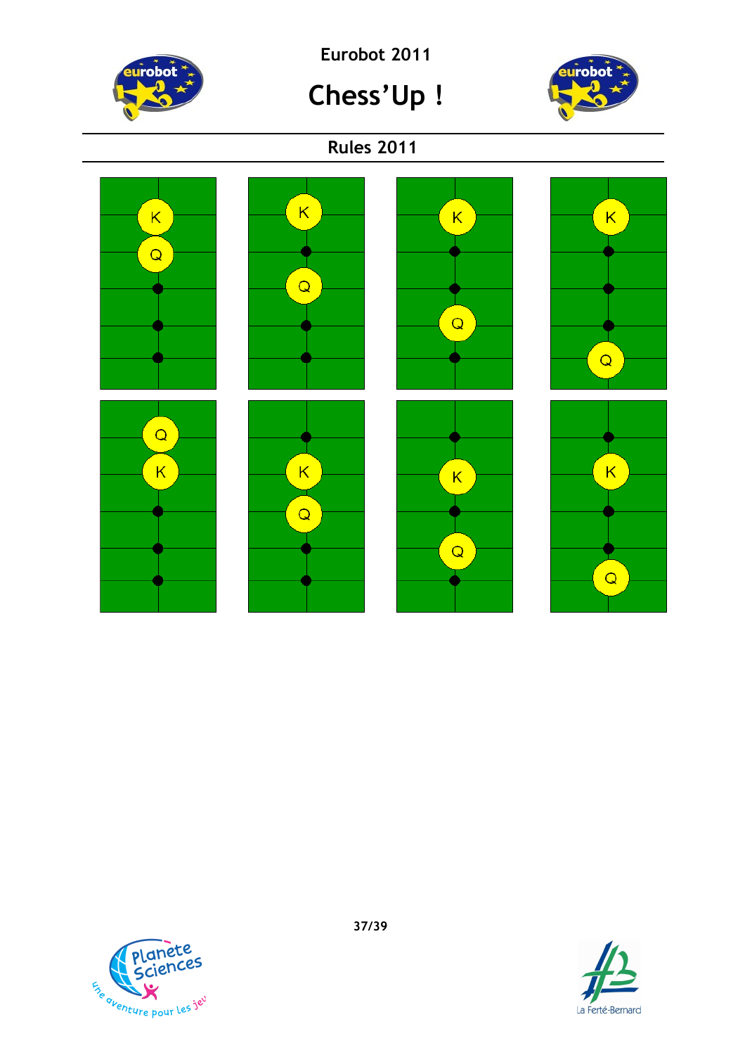K

Q

K

Q

K

Q

K

Q

Q

K

K

Q

K

Q

K

Q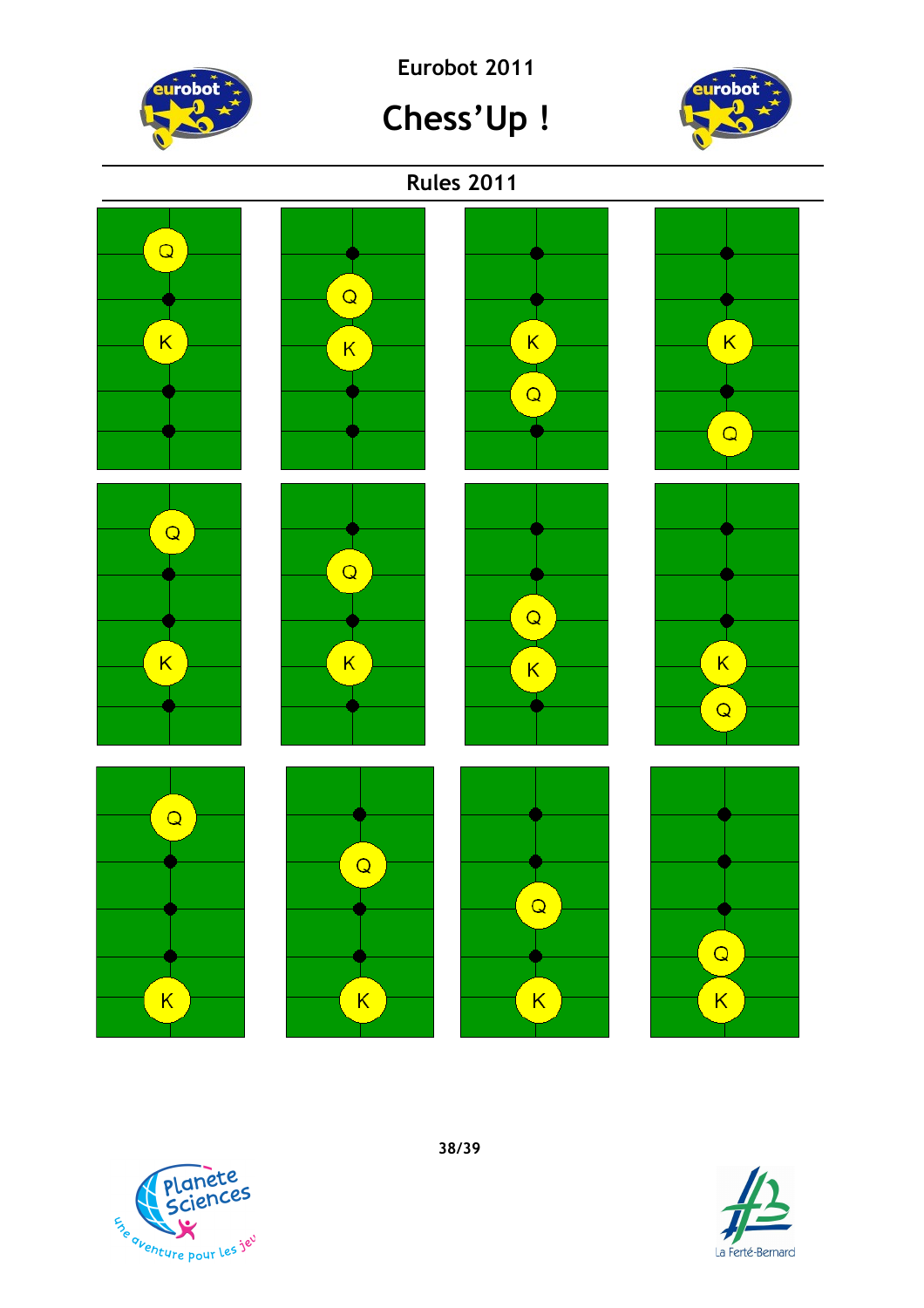Q

K

Q

K

K

Q

K

Q

Q

K

Q

K

Q

K

K

Q

Q

K

Q

K

Q

K

Q

K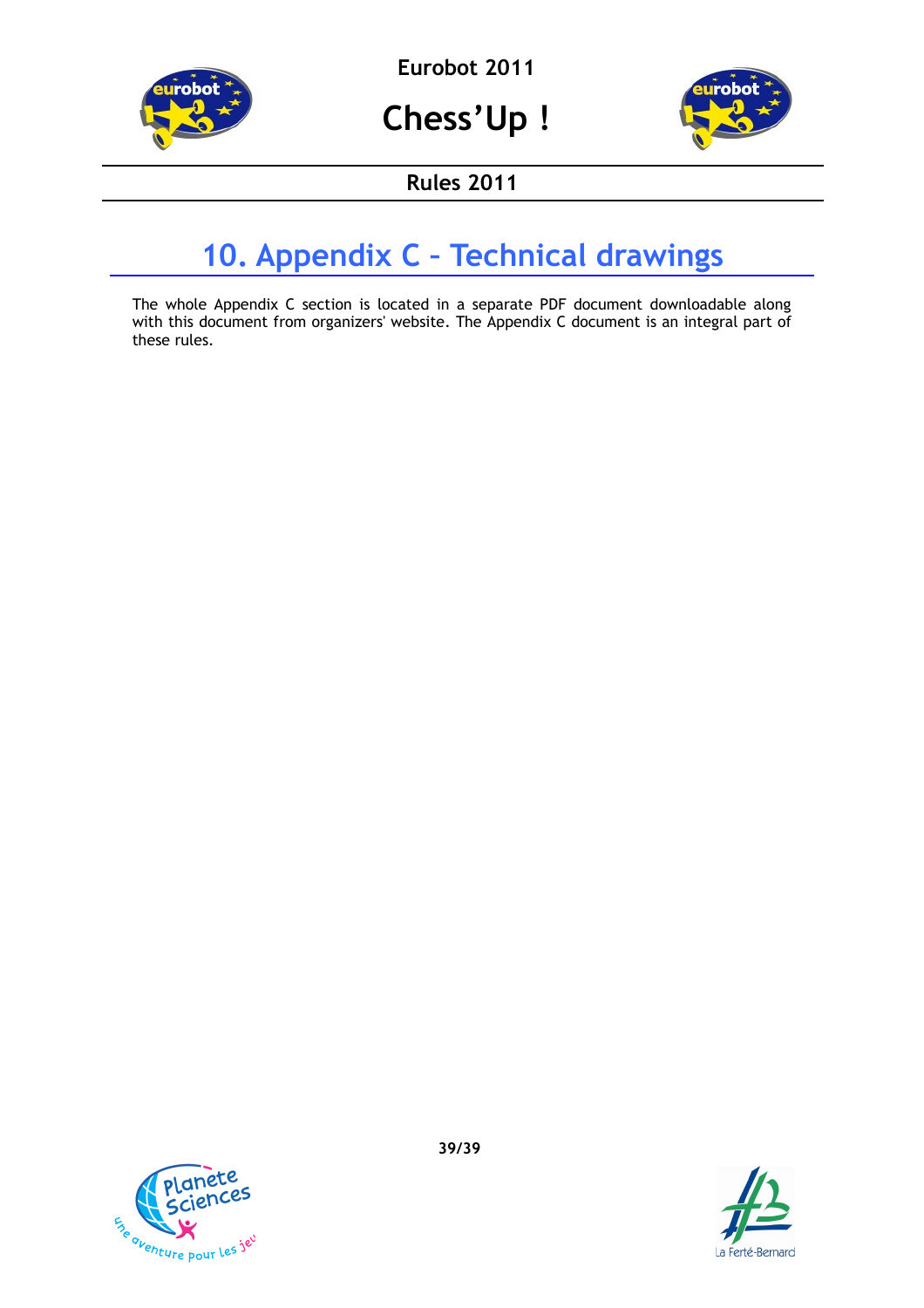# 10. Appendix C – Technical drawings

The whole Appendix C section is located in a separate PDF document downloadable along with this document from organizers' website. The Appendix C document is an integral part of these rules.